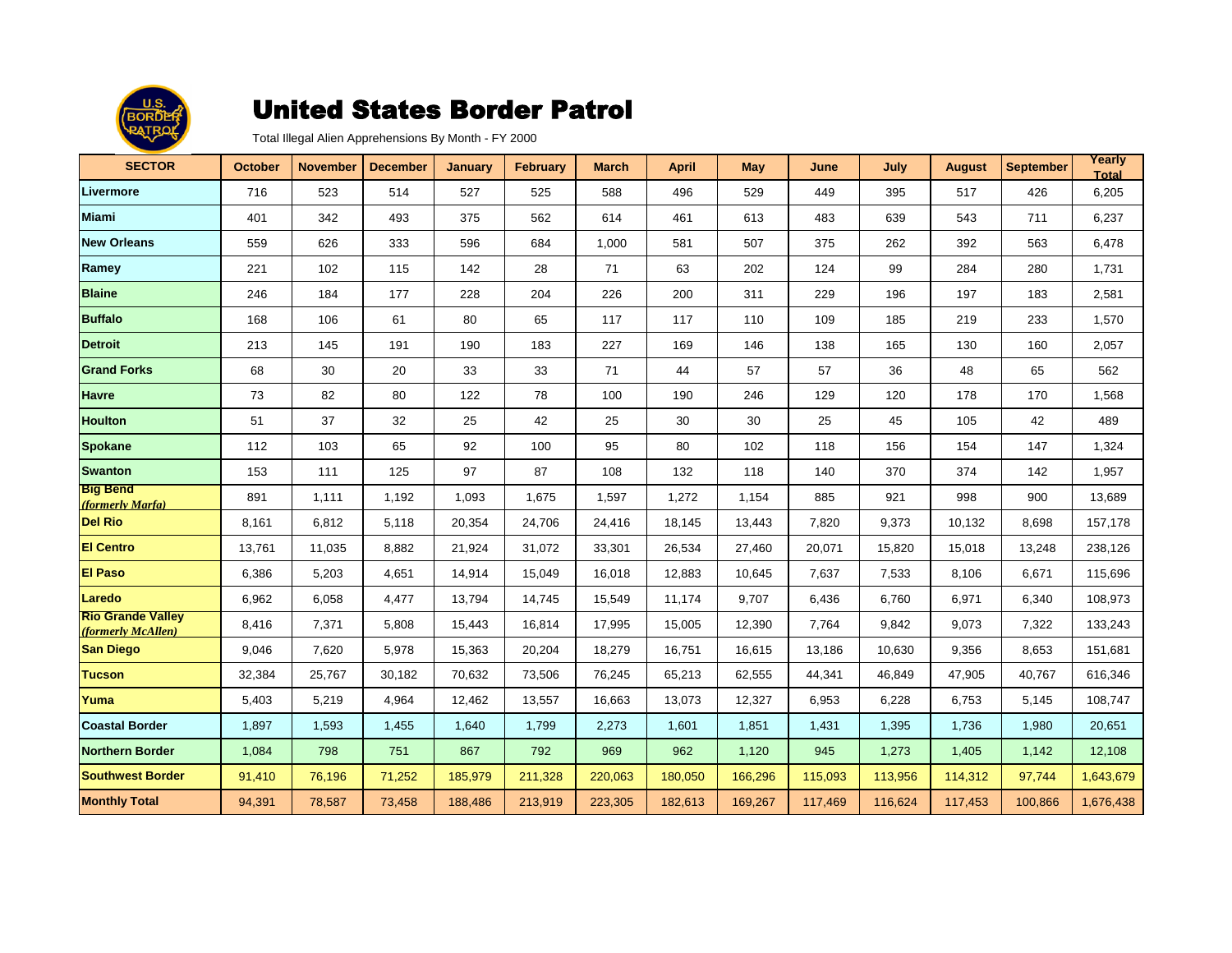# United States Border Patrol

Total Illegal Alien Apprehensions By Month - FY 2000

| SECTOR | October | November | December | January | February | March | April | May | June | July | August | September | Yearly Total |
|---|---|---|---|---|---|---|---|---|---|---|---|---|---|
| Livermore | 716 | 523 | 514 | 527 | 525 | 588 | 496 | 529 | 449 | 395 | 517 | 426 | 6,205 |
| Miami | 401 | 342 | 493 | 375 | 562 | 614 | 461 | 613 | 483 | 639 | 543 | 711 | 6,237 |
| New Orleans | 559 | 626 | 333 | 596 | 684 | 1,000 | 581 | 507 | 375 | 262 | 392 | 563 | 6,478 |
| Ramey | 221 | 102 | 115 | 142 | 28 | 71 | 63 | 202 | 124 | 99 | 284 | 280 | 1,731 |
| Blaine | 246 | 184 | 177 | 228 | 204 | 226 | 200 | 311 | 229 | 196 | 197 | 183 | 2,581 |
| Buffalo | 168 | 106 | 61 | 80 | 65 | 117 | 117 | 110 | 109 | 185 | 219 | 233 | 1,570 |
| Detroit | 213 | 145 | 191 | 190 | 183 | 227 | 169 | 146 | 138 | 165 | 130 | 160 | 2,057 |
| Grand Forks | 68 | 30 | 20 | 33 | 33 | 71 | 44 | 57 | 57 | 36 | 48 | 65 | 562 |
| Havre | 73 | 82 | 80 | 122 | 78 | 100 | 190 | 246 | 129 | 120 | 178 | 170 | 1,568 |
| Houlton | 51 | 37 | 32 | 25 | 42 | 25 | 30 | 30 | 25 | 45 | 105 | 42 | 489 |
| Spokane | 112 | 103 | 65 | 92 | 100 | 95 | 80 | 102 | 118 | 156 | 154 | 147 | 1,324 |
| Swanton | 153 | 111 | 125 | 97 | 87 | 108 | 132 | 118 | 140 | 370 | 374 | 142 | 1,957 |
| Big Bend *(formerly Marfa)* | 891 | 1,111 | 1,192 | 1,093 | 1,675 | 1,597 | 1,272 | 1,154 | 885 | 921 | 998 | 900 | 13,689 |
| Del Rio | 8,161 | 6,812 | 5,118 | 20,354 | 24,706 | 24,416 | 18,145 | 13,443 | 7,820 | 9,373 | 10,132 | 8,698 | 157,178 |
| El Centro | 13,761 | 11,035 | 8,882 | 21,924 | 31,072 | 33,301 | 26,534 | 27,460 | 20,071 | 15,820 | 15,018 | 13,248 | 238,126 |
| El Paso | 6,386 | 5,203 | 4,651 | 14,914 | 15,049 | 16,018 | 12,883 | 10,645 | 7,637 | 7,533 | 8,106 | 6,671 | 115,696 |
| Laredo | 6,962 | 6,058 | 4,477 | 13,794 | 14,745 | 15,549 | 11,174 | 9,707 | 6,436 | 6,760 | 6,971 | 6,340 | 108,973 |
| Rio Grande Valley *(formerly McAllen)* | 8,416 | 7,371 | 5,808 | 15,443 | 16,814 | 17,995 | 15,005 | 12,390 | 7,764 | 9,842 | 9,073 | 7,322 | 133,243 |
| San Diego | 9,046 | 7,620 | 5,978 | 15,363 | 20,204 | 18,279 | 16,751 | 16,615 | 13,186 | 10,630 | 9,356 | 8,653 | 151,681 |
| Tucson | 32,384 | 25,767 | 30,182 | 70,632 | 73,506 | 76,245 | 65,213 | 62,555 | 44,341 | 46,849 | 47,905 | 40,767 | 616,346 |
| Yuma | 5,403 | 5,219 | 4,964 | 12,462 | 13,557 | 16,663 | 13,073 | 12,327 | 6,953 | 6,228 | 6,753 | 5,145 | 108,747 |
| Coastal Border | 1,897 | 1,593 | 1,455 | 1,640 | 1,799 | 2,273 | 1,601 | 1,851 | 1,431 | 1,395 | 1,736 | 1,980 | 20,651 |
| Northern Border | 1,084 | 798 | 751 | 867 | 792 | 969 | 962 | 1,120 | 945 | 1,273 | 1,405 | 1,142 | 12,108 |
| Southwest Border | 91,410 | 76,196 | 71,252 | 185,979 | 211,328 | 220,063 | 180,050 | 166,296 | 115,093 | 113,956 | 114,312 | 97,744 | 1,643,679 |
| Monthly Total | 94,391 | 78,587 | 73,458 | 188,486 | 213,919 | 223,305 | 182,613 | 169,267 | 117,469 | 116,624 | 117,453 | 100,866 | 1,676,438 |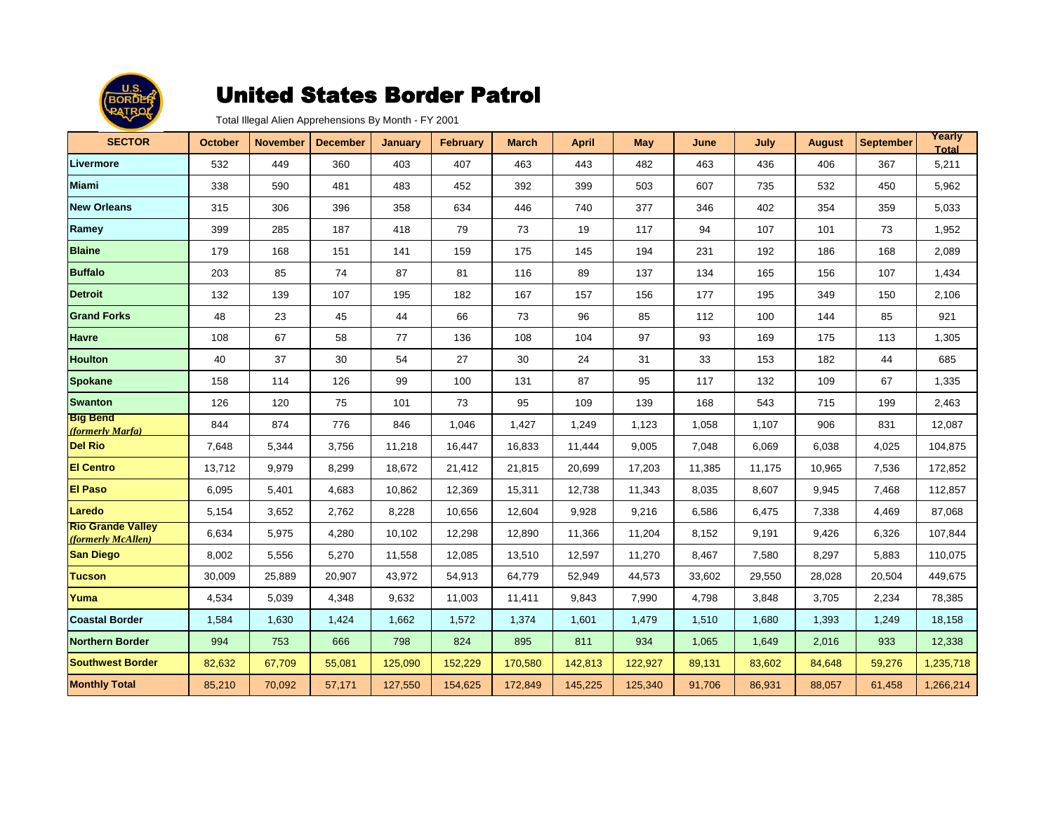# United States Border Patrol

Total Illegal Alien Apprehensions By Month - FY 2001

| SECTOR | October | November | December | January | February | March | April | May | June | July | August | September | Yearly Total |
|---|---|---|---|---|---|---|---|---|---|---|---|---|---|
| **Livermore** | 532 | 449 | 360 | 403 | 407 | 463 | 443 | 482 | 463 | 436 | 406 | 367 | 5,211 |
| **Miami** | 338 | 590 | 481 | 483 | 452 | 392 | 399 | 503 | 607 | 735 | 532 | 450 | 5,962 |
| **New Orleans** | 315 | 306 | 396 | 358 | 634 | 446 | 740 | 377 | 346 | 402 | 354 | 359 | 5,033 |
| **Ramey** | 399 | 285 | 187 | 418 | 79 | 73 | 19 | 117 | 94 | 107 | 101 | 73 | 1,952 |
| **Blaine** | 179 | 168 | 151 | 141 | 159 | 175 | 145 | 194 | 231 | 192 | 186 | 168 | 2,089 |
| **Buffalo** | 203 | 85 | 74 | 87 | 81 | 116 | 89 | 137 | 134 | 165 | 156 | 107 | 1,434 |
| **Detroit** | 132 | 139 | 107 | 195 | 182 | 167 | 157 | 156 | 177 | 195 | 349 | 150 | 2,106 |
| **Grand Forks** | 48 | 23 | 45 | 44 | 66 | 73 | 96 | 85 | 112 | 100 | 144 | 85 | 921 |
| **Havre** | 108 | 67 | 58 | 77 | 136 | 108 | 104 | 97 | 93 | 169 | 175 | 113 | 1,305 |
| **Houlton** | 40 | 37 | 30 | 54 | 27 | 30 | 24 | 31 | 33 | 153 | 182 | 44 | 685 |
| **Spokane** | 158 | 114 | 126 | 99 | 100 | 131 | 87 | 95 | 117 | 132 | 109 | 67 | 1,335 |
| **Swanton** | 126 | 120 | 75 | 101 | 73 | 95 | 109 | 139 | 168 | 543 | 715 | 199 | 2,463 |
| **Big Bend** *(formerly Marfa)* | 844 | 874 | 776 | 846 | 1,046 | 1,427 | 1,249 | 1,123 | 1,058 | 1,107 | 906 | 831 | 12,087 |
| **Del Rio** | 7,648 | 5,344 | 3,756 | 11,218 | 16,447 | 16,833 | 11,444 | 9,005 | 7,048 | 6,069 | 6,038 | 4,025 | 104,875 |
| **El Centro** | 13,712 | 9,979 | 8,299 | 18,672 | 21,412 | 21,815 | 20,699 | 17,203 | 11,385 | 11,175 | 10,965 | 7,536 | 172,852 |
| **El Paso** | 6,095 | 5,401 | 4,683 | 10,862 | 12,369 | 15,311 | 12,738 | 11,343 | 8,035 | 8,607 | 9,945 | 7,468 | 112,857 |
| **Laredo** | 5,154 | 3,652 | 2,762 | 8,228 | 10,656 | 12,604 | 9,928 | 9,216 | 6,586 | 6,475 | 7,338 | 4,469 | 87,068 |
| **Rio Grande Valley** *(formerly McAllen)* | 6,634 | 5,975 | 4,280 | 10,102 | 12,298 | 12,890 | 11,366 | 11,204 | 8,152 | 9,191 | 9,426 | 6,326 | 107,844 |
| **San Diego** | 8,002 | 5,556 | 5,270 | 11,558 | 12,085 | 13,510 | 12,597 | 11,270 | 8,467 | 7,580 | 8,297 | 5,883 | 110,075 |
| **Tucson** | 30,009 | 25,889 | 20,907 | 43,972 | 54,913 | 64,779 | 52,949 | 44,573 | 33,602 | 29,550 | 28,028 | 20,504 | 449,675 |
| **Yuma** | 4,534 | 5,039 | 4,348 | 9,632 | 11,003 | 11,411 | 9,843 | 7,990 | 4,798 | 3,848 | 3,705 | 2,234 | 78,385 |
| **Coastal Border** | 1,584 | 1,630 | 1,424 | 1,662 | 1,572 | 1,374 | 1,601 | 1,479 | 1,510 | 1,680 | 1,393 | 1,249 | 18,158 |
| **Northern Border** | 994 | 753 | 666 | 798 | 824 | 895 | 811 | 934 | 1,065 | 1,649 | 2,016 | 933 | 12,338 |
| **Southwest Border** | 82,632 | 67,709 | 55,081 | 125,090 | 152,229 | 170,580 | 142,813 | 122,927 | 89,131 | 83,602 | 84,648 | 59,276 | 1,235,718 |
| **Monthly Total** | 85,210 | 70,092 | 57,171 | 127,550 | 154,625 | 172,849 | 145,225 | 125,340 | 91,706 | 86,931 | 88,057 | 61,458 | 1,266,214 |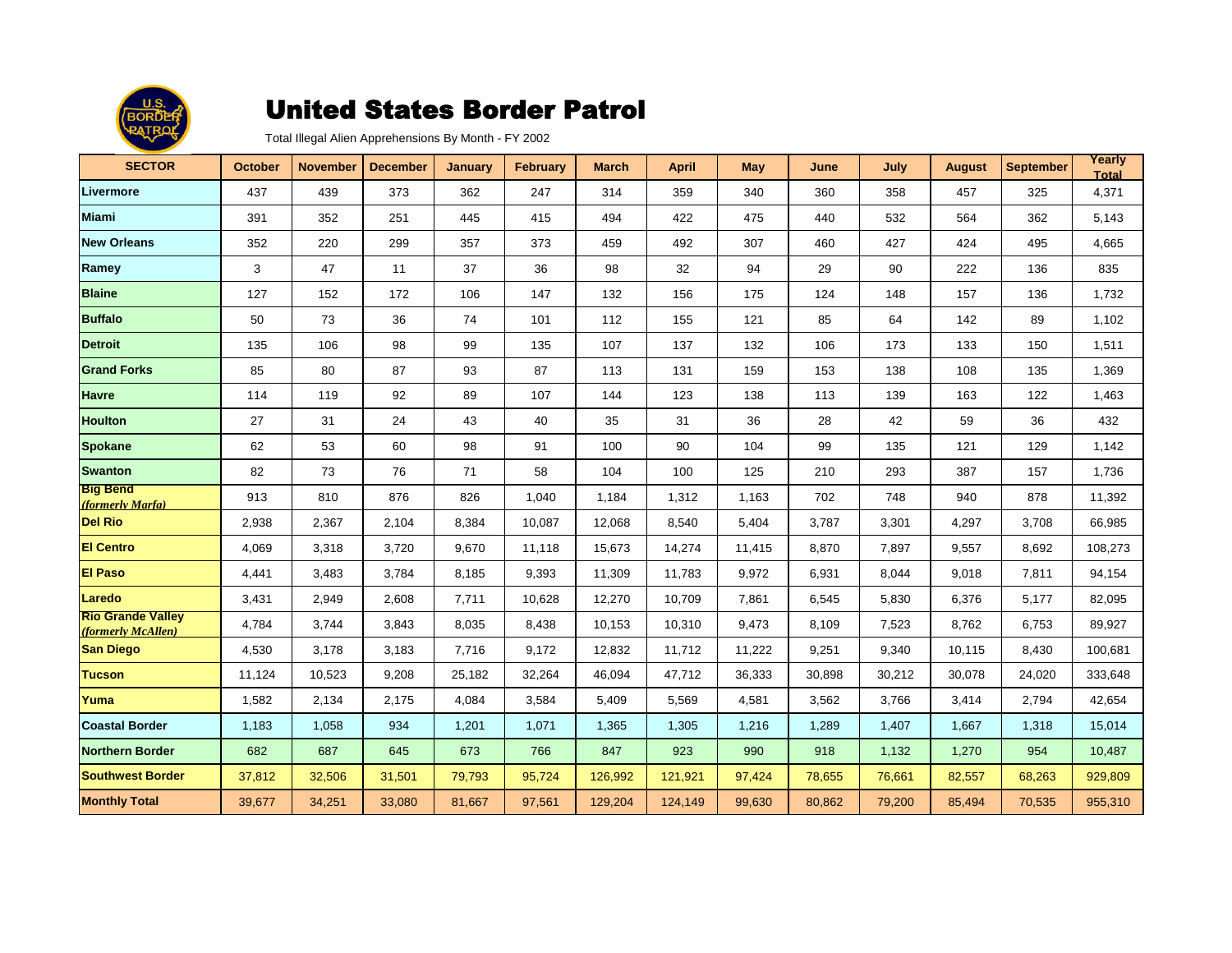# United States Border Patrol

Total Illegal Alien Apprehensions By Month - FY 2002

| SECTOR | October | November | December | January | February | March | April | May | June | July | August | September | Yearly Total |
|---|---|---|---|---|---|---|---|---|---|---|---|---|---|
| **Livermore** | 437 | 439 | 373 | 362 | 247 | 314 | 359 | 340 | 360 | 358 | 457 | 325 | 4,371 |
| **Miami** | 391 | 352 | 251 | 445 | 415 | 494 | 422 | 475 | 440 | 532 | 564 | 362 | 5,143 |
| **New Orleans** | 352 | 220 | 299 | 357 | 373 | 459 | 492 | 307 | 460 | 427 | 424 | 495 | 4,665 |
| **Ramey** | 3 | 47 | 11 | 37 | 36 | 98 | 32 | 94 | 29 | 90 | 222 | 136 | 835 |
| **Blaine** | 127 | 152 | 172 | 106 | 147 | 132 | 156 | 175 | 124 | 148 | 157 | 136 | 1,732 |
| **Buffalo** | 50 | 73 | 36 | 74 | 101 | 112 | 155 | 121 | 85 | 64 | 142 | 89 | 1,102 |
| **Detroit** | 135 | 106 | 98 | 99 | 135 | 107 | 137 | 132 | 106 | 173 | 133 | 150 | 1,511 |
| **Grand Forks** | 85 | 80 | 87 | 93 | 87 | 113 | 131 | 159 | 153 | 138 | 108 | 135 | 1,369 |
| **Havre** | 114 | 119 | 92 | 89 | 107 | 144 | 123 | 138 | 113 | 139 | 163 | 122 | 1,463 |
| **Houlton** | 27 | 31 | 24 | 43 | 40 | 35 | 31 | 36 | 28 | 42 | 59 | 36 | 432 |
| **Spokane** | 62 | 53 | 60 | 98 | 91 | 100 | 90 | 104 | 99 | 135 | 121 | 129 | 1,142 |
| **Swanton** | 82 | 73 | 76 | 71 | 58 | 104 | 100 | 125 | 210 | 293 | 387 | 157 | 1,736 |
| **Big Bend** *(formerly Marfa)* | 913 | 810 | 876 | 826 | 1,040 | 1,184 | 1,312 | 1,163 | 702 | 748 | 940 | 878 | 11,392 |
| **Del Rio** | 2,938 | 2,367 | 2,104 | 8,384 | 10,087 | 12,068 | 8,540 | 5,404 | 3,787 | 3,301 | 4,297 | 3,708 | 66,985 |
| **El Centro** | 4,069 | 3,318 | 3,720 | 9,670 | 11,118 | 15,673 | 14,274 | 11,415 | 8,870 | 7,897 | 9,557 | 8,692 | 108,273 |
| **El Paso** | 4,441 | 3,483 | 3,784 | 8,185 | 9,393 | 11,309 | 11,783 | 9,972 | 6,931 | 8,044 | 9,018 | 7,811 | 94,154 |
| **Laredo** | 3,431 | 2,949 | 2,608 | 7,711 | 10,628 | 12,270 | 10,709 | 7,861 | 6,545 | 5,830 | 6,376 | 5,177 | 82,095 |
| **Rio Grande Valley** *(formerly McAllen)* | 4,784 | 3,744 | 3,843 | 8,035 | 8,438 | 10,153 | 10,310 | 9,473 | 8,109 | 7,523 | 8,762 | 6,753 | 89,927 |
| **San Diego** | 4,530 | 3,178 | 3,183 | 7,716 | 9,172 | 12,832 | 11,712 | 11,222 | 9,251 | 9,340 | 10,115 | 8,430 | 100,681 |
| **Tucson** | 11,124 | 10,523 | 9,208 | 25,182 | 32,264 | 46,094 | 47,712 | 36,333 | 30,898 | 30,212 | 30,078 | 24,020 | 333,648 |
| **Yuma** | 1,582 | 2,134 | 2,175 | 4,084 | 3,584 | 5,409 | 5,569 | 4,581 | 3,562 | 3,766 | 3,414 | 2,794 | 42,654 |
| **Coastal Border** | 1,183 | 1,058 | 934 | 1,201 | 1,071 | 1,365 | 1,305 | 1,216 | 1,289 | 1,407 | 1,667 | 1,318 | 15,014 |
| **Northern Border** | 682 | 687 | 645 | 673 | 766 | 847 | 923 | 990 | 918 | 1,132 | 1,270 | 954 | 10,487 |
| **Southwest Border** | 37,812 | 32,506 | 31,501 | 79,793 | 95,724 | 126,992 | 121,921 | 97,424 | 78,655 | 76,661 | 82,557 | 68,263 | 929,809 |
| **Monthly Total** | 39,677 | 34,251 | 33,080 | 81,667 | 97,561 | 129,204 | 124,149 | 99,630 | 80,862 | 79,200 | 85,494 | 70,535 | 955,310 |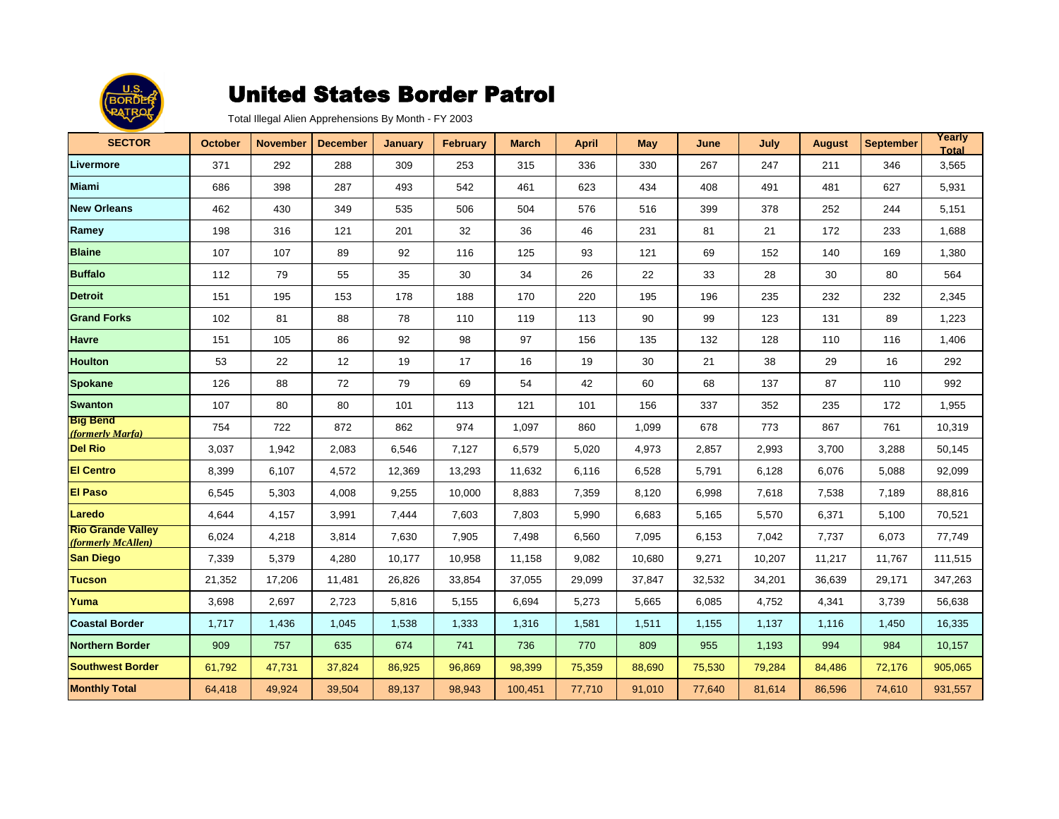# United States Border Patrol

Total Illegal Alien Apprehensions By Month - FY 2003

| SECTOR | October | November | December | January | February | March | April | May | June | July | August | September | Yearly Total |
|---|---|---|---|---|---|---|---|---|---|---|---|---|---|
| **Livermore** | 371 | 292 | 288 | 309 | 253 | 315 | 336 | 330 | 267 | 247 | 211 | 346 | 3,565 |
| **Miami** | 686 | 398 | 287 | 493 | 542 | 461 | 623 | 434 | 408 | 491 | 481 | 627 | 5,931 |
| **New Orleans** | 462 | 430 | 349 | 535 | 506 | 504 | 576 | 516 | 399 | 378 | 252 | 244 | 5,151 |
| **Ramey** | 198 | 316 | 121 | 201 | 32 | 36 | 46 | 231 | 81 | 21 | 172 | 233 | 1,688 |
| **Blaine** | 107 | 107 | 89 | 92 | 116 | 125 | 93 | 121 | 69 | 152 | 140 | 169 | 1,380 |
| **Buffalo** | 112 | 79 | 55 | 35 | 30 | 34 | 26 | 22 | 33 | 28 | 30 | 80 | 564 |
| **Detroit** | 151 | 195 | 153 | 178 | 188 | 170 | 220 | 195 | 196 | 235 | 232 | 232 | 2,345 |
| **Grand Forks** | 102 | 81 | 88 | 78 | 110 | 119 | 113 | 90 | 99 | 123 | 131 | 89 | 1,223 |
| **Havre** | 151 | 105 | 86 | 92 | 98 | 97 | 156 | 135 | 132 | 128 | 110 | 116 | 1,406 |
| **Houlton** | 53 | 22 | 12 | 19 | 17 | 16 | 19 | 30 | 21 | 38 | 29 | 16 | 292 |
| **Spokane** | 126 | 88 | 72 | 79 | 69 | 54 | 42 | 60 | 68 | 137 | 87 | 110 | 992 |
| **Swanton** | 107 | 80 | 80 | 101 | 113 | 121 | 101 | 156 | 337 | 352 | 235 | 172 | 1,955 |
| **Big Bend** *(formerly Marfa)* | 754 | 722 | 872 | 862 | 974 | 1,097 | 860 | 1,099 | 678 | 773 | 867 | 761 | 10,319 |
| **Del Rio** | 3,037 | 1,942 | 2,083 | 6,546 | 7,127 | 6,579 | 5,020 | 4,973 | 2,857 | 2,993 | 3,700 | 3,288 | 50,145 |
| **El Centro** | 8,399 | 6,107 | 4,572 | 12,369 | 13,293 | 11,632 | 6,116 | 6,528 | 5,791 | 6,128 | 6,076 | 5,088 | 92,099 |
| **El Paso** | 6,545 | 5,303 | 4,008 | 9,255 | 10,000 | 8,883 | 7,359 | 8,120 | 6,998 | 7,618 | 7,538 | 7,189 | 88,816 |
| **Laredo** | 4,644 | 4,157 | 3,991 | 7,444 | 7,603 | 7,803 | 5,990 | 6,683 | 5,165 | 5,570 | 6,371 | 5,100 | 70,521 |
| **Rio Grande Valley** *(formerly McAllen)* | 6,024 | 4,218 | 3,814 | 7,630 | 7,905 | 7,498 | 6,560 | 7,095 | 6,153 | 7,042 | 7,737 | 6,073 | 77,749 |
| **San Diego** | 7,339 | 5,379 | 4,280 | 10,177 | 10,958 | 11,158 | 9,082 | 10,680 | 9,271 | 10,207 | 11,217 | 11,767 | 111,515 |
| **Tucson** | 21,352 | 17,206 | 11,481 | 26,826 | 33,854 | 37,055 | 29,099 | 37,847 | 32,532 | 34,201 | 36,639 | 29,171 | 347,263 |
| **Yuma** | 3,698 | 2,697 | 2,723 | 5,816 | 5,155 | 6,694 | 5,273 | 5,665 | 6,085 | 4,752 | 4,341 | 3,739 | 56,638 |
| **Coastal Border** | 1,717 | 1,436 | 1,045 | 1,538 | 1,333 | 1,316 | 1,581 | 1,511 | 1,155 | 1,137 | 1,116 | 1,450 | 16,335 |
| **Northern Border** | 909 | 757 | 635 | 674 | 741 | 736 | 770 | 809 | 955 | 1,193 | 994 | 984 | 10,157 |
| **Southwest Border** | 61,792 | 47,731 | 37,824 | 86,925 | 96,869 | 98,399 | 75,359 | 88,690 | 75,530 | 79,284 | 84,486 | 72,176 | 905,065 |
| **Monthly Total** | 64,418 | 49,924 | 39,504 | 89,137 | 98,943 | 100,451 | 77,710 | 91,010 | 77,640 | 81,614 | 86,596 | 74,610 | 931,557 |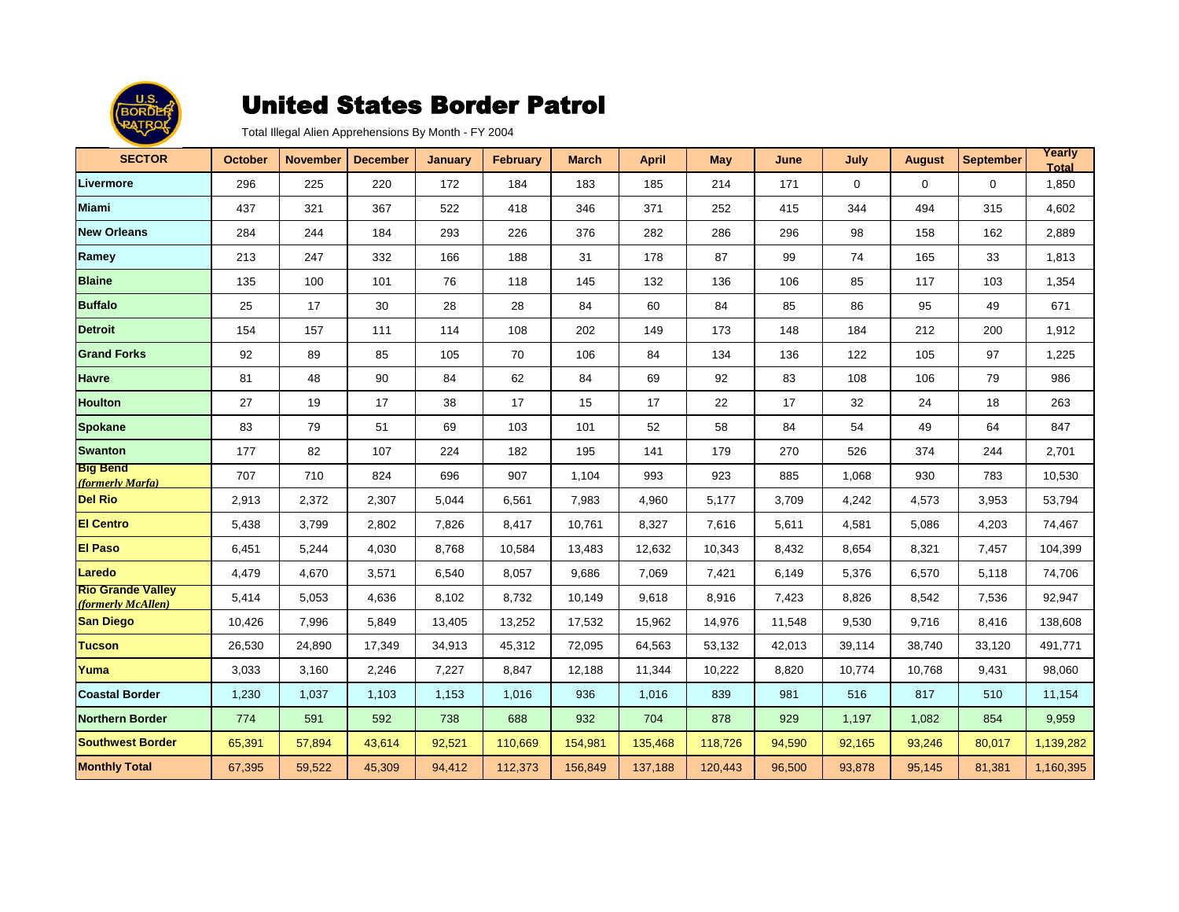# United States Border Patrol

Total Illegal Alien Apprehensions By Month - FY 2004

| SECTOR | October | November | December | January | February | March | April | May | June | July | August | September | Yearly Total |
|---|---|---|---|---|---|---|---|---|---|---|---|---|---|
| Livermore | 296 | 225 | 220 | 172 | 184 | 183 | 185 | 214 | 171 | 0 | 0 | 0 | 1,850 |
| Miami | 437 | 321 | 367 | 522 | 418 | 346 | 371 | 252 | 415 | 344 | 494 | 315 | 4,602 |
| New Orleans | 284 | 244 | 184 | 293 | 226 | 376 | 282 | 286 | 296 | 98 | 158 | 162 | 2,889 |
| Ramey | 213 | 247 | 332 | 166 | 188 | 31 | 178 | 87 | 99 | 74 | 165 | 33 | 1,813 |
| Blaine | 135 | 100 | 101 | 76 | 118 | 145 | 132 | 136 | 106 | 85 | 117 | 103 | 1,354 |
| Buffalo | 25 | 17 | 30 | 28 | 28 | 84 | 60 | 84 | 85 | 86 | 95 | 49 | 671 |
| Detroit | 154 | 157 | 111 | 114 | 108 | 202 | 149 | 173 | 148 | 184 | 212 | 200 | 1,912 |
| Grand Forks | 92 | 89 | 85 | 105 | 70 | 106 | 84 | 134 | 136 | 122 | 105 | 97 | 1,225 |
| Havre | 81 | 48 | 90 | 84 | 62 | 84 | 69 | 92 | 83 | 108 | 106 | 79 | 986 |
| Houlton | 27 | 19 | 17 | 38 | 17 | 15 | 17 | 22 | 17 | 32 | 24 | 18 | 263 |
| Spokane | 83 | 79 | 51 | 69 | 103 | 101 | 52 | 58 | 84 | 54 | 49 | 64 | 847 |
| Swanton | 177 | 82 | 107 | 224 | 182 | 195 | 141 | 179 | 270 | 526 | 374 | 244 | 2,701 |
| Big Bend *(formerly Marfa)* | 707 | 710 | 824 | 696 | 907 | 1,104 | 993 | 923 | 885 | 1,068 | 930 | 783 | 10,530 |
| Del Rio | 2,913 | 2,372 | 2,307 | 5,044 | 6,561 | 7,983 | 4,960 | 5,177 | 3,709 | 4,242 | 4,573 | 3,953 | 53,794 |
| El Centro | 5,438 | 3,799 | 2,802 | 7,826 | 8,417 | 10,761 | 8,327 | 7,616 | 5,611 | 4,581 | 5,086 | 4,203 | 74,467 |
| El Paso | 6,451 | 5,244 | 4,030 | 8,768 | 10,584 | 13,483 | 12,632 | 10,343 | 8,432 | 8,654 | 8,321 | 7,457 | 104,399 |
| Laredo | 4,479 | 4,670 | 3,571 | 6,540 | 8,057 | 9,686 | 7,069 | 7,421 | 6,149 | 5,376 | 6,570 | 5,118 | 74,706 |
| Rio Grande Valley *(formerly McAllen)* | 5,414 | 5,053 | 4,636 | 8,102 | 8,732 | 10,149 | 9,618 | 8,916 | 7,423 | 8,826 | 8,542 | 7,536 | 92,947 |
| San Diego | 10,426 | 7,996 | 5,849 | 13,405 | 13,252 | 17,532 | 15,962 | 14,976 | 11,548 | 9,530 | 9,716 | 8,416 | 138,608 |
| Tucson | 26,530 | 24,890 | 17,349 | 34,913 | 45,312 | 72,095 | 64,563 | 53,132 | 42,013 | 39,114 | 38,740 | 33,120 | 491,771 |
| Yuma | 3,033 | 3,160 | 2,246 | 7,227 | 8,847 | 12,188 | 11,344 | 10,222 | 8,820 | 10,774 | 10,768 | 9,431 | 98,060 |
| Coastal Border | 1,230 | 1,037 | 1,103 | 1,153 | 1,016 | 936 | 1,016 | 839 | 981 | 516 | 817 | 510 | 11,154 |
| Northern Border | 774 | 591 | 592 | 738 | 688 | 932 | 704 | 878 | 929 | 1,197 | 1,082 | 854 | 9,959 |
| Southwest Border | 65,391 | 57,894 | 43,614 | 92,521 | 110,669 | 154,981 | 135,468 | 118,726 | 94,590 | 92,165 | 93,246 | 80,017 | 1,139,282 |
| Monthly Total | 67,395 | 59,522 | 45,309 | 94,412 | 112,373 | 156,849 | 137,188 | 120,443 | 96,500 | 93,878 | 95,145 | 81,381 | 1,160,395 |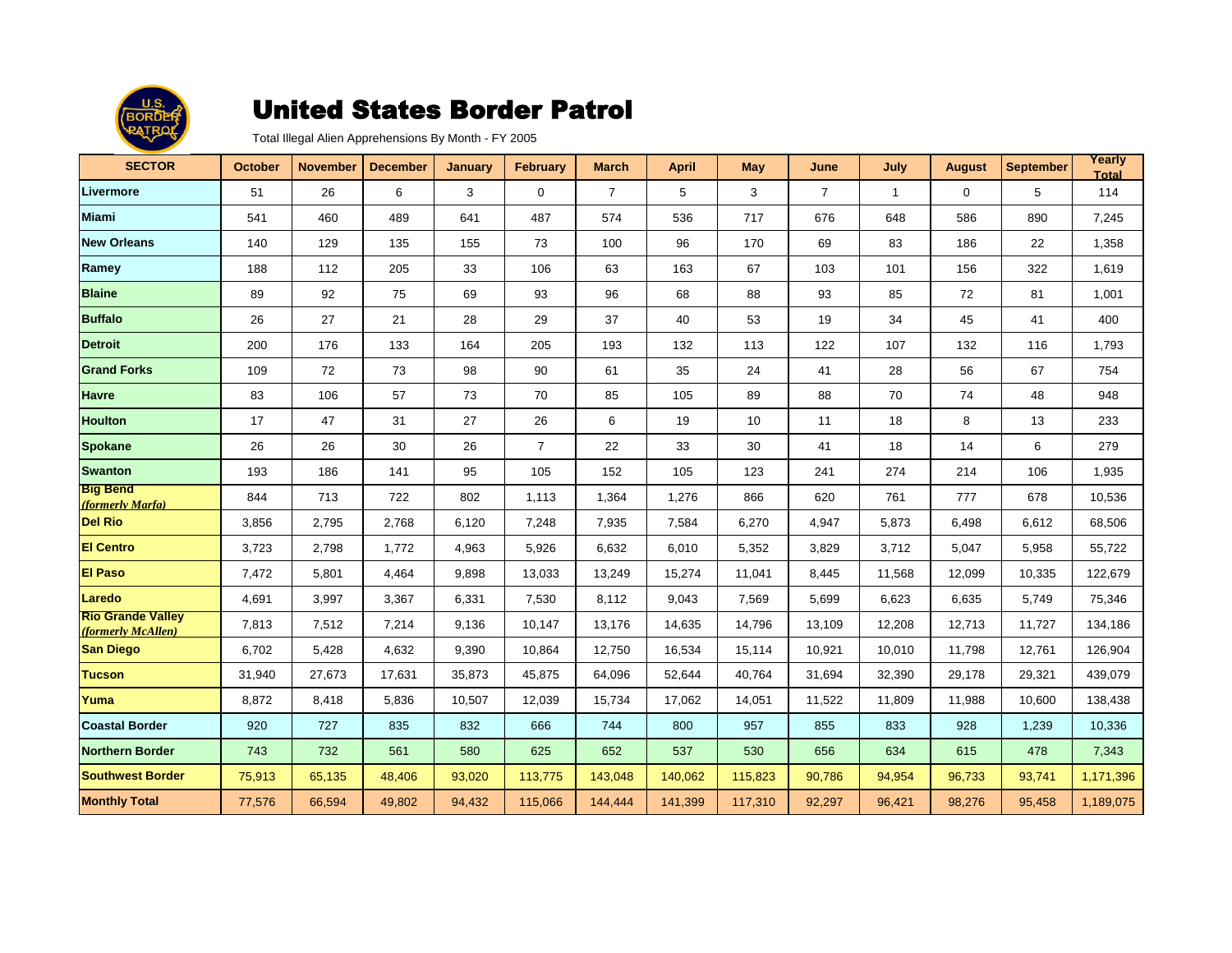# United States Border Patrol

Total Illegal Alien Apprehensions By Month - FY 2005

| SECTOR | October | November | December | January | February | March | April | May | June | July | August | September | Yearly Total |
|---|---|---|---|---|---|---|---|---|---|---|---|---|---|
| **Livermore** | 51 | 26 | 6 | 3 | 0 | 7 | 5 | 3 | 7 | 1 | 0 | 5 | 114 |
| **Miami** | 541 | 460 | 489 | 641 | 487 | 574 | 536 | 717 | 676 | 648 | 586 | 890 | 7,245 |
| **New Orleans** | 140 | 129 | 135 | 155 | 73 | 100 | 96 | 170 | 69 | 83 | 186 | 22 | 1,358 |
| **Ramey** | 188 | 112 | 205 | 33 | 106 | 63 | 163 | 67 | 103 | 101 | 156 | 322 | 1,619 |
| **Blaine** | 89 | 92 | 75 | 69 | 93 | 96 | 68 | 88 | 93 | 85 | 72 | 81 | 1,001 |
| **Buffalo** | 26 | 27 | 21 | 28 | 29 | 37 | 40 | 53 | 19 | 34 | 45 | 41 | 400 |
| **Detroit** | 200 | 176 | 133 | 164 | 205 | 193 | 132 | 113 | 122 | 107 | 132 | 116 | 1,793 |
| **Grand Forks** | 109 | 72 | 73 | 98 | 90 | 61 | 35 | 24 | 41 | 28 | 56 | 67 | 754 |
| **Havre** | 83 | 106 | 57 | 73 | 70 | 85 | 105 | 89 | 88 | 70 | 74 | 48 | 948 |
| **Houlton** | 17 | 47 | 31 | 27 | 26 | 6 | 19 | 10 | 11 | 18 | 8 | 13 | 233 |
| **Spokane** | 26 | 26 | 30 | 26 | 7 | 22 | 33 | 30 | 41 | 18 | 14 | 6 | 279 |
| **Swanton** | 193 | 186 | 141 | 95 | 105 | 152 | 105 | 123 | 241 | 274 | 214 | 106 | 1,935 |
| **Big Bend** *(formerly Marfa)* | 844 | 713 | 722 | 802 | 1,113 | 1,364 | 1,276 | 866 | 620 | 761 | 777 | 678 | 10,536 |
| **Del Rio** | 3,856 | 2,795 | 2,768 | 6,120 | 7,248 | 7,935 | 7,584 | 6,270 | 4,947 | 5,873 | 6,498 | 6,612 | 68,506 |
| **El Centro** | 3,723 | 2,798 | 1,772 | 4,963 | 5,926 | 6,632 | 6,010 | 5,352 | 3,829 | 3,712 | 5,047 | 5,958 | 55,722 |
| **El Paso** | 7,472 | 5,801 | 4,464 | 9,898 | 13,033 | 13,249 | 15,274 | 11,041 | 8,445 | 11,568 | 12,099 | 10,335 | 122,679 |
| **Laredo** | 4,691 | 3,997 | 3,367 | 6,331 | 7,530 | 8,112 | 9,043 | 7,569 | 5,699 | 6,623 | 6,635 | 5,749 | 75,346 |
| **Rio Grande Valley** *(formerly McAllen)* | 7,813 | 7,512 | 7,214 | 9,136 | 10,147 | 13,176 | 14,635 | 14,796 | 13,109 | 12,208 | 12,713 | 11,727 | 134,186 |
| **San Diego** | 6,702 | 5,428 | 4,632 | 9,390 | 10,864 | 12,750 | 16,534 | 15,114 | 10,921 | 10,010 | 11,798 | 12,761 | 126,904 |
| **Tucson** | 31,940 | 27,673 | 17,631 | 35,873 | 45,875 | 64,096 | 52,644 | 40,764 | 31,694 | 32,390 | 29,178 | 29,321 | 439,079 |
| **Yuma** | 8,872 | 8,418 | 5,836 | 10,507 | 12,039 | 15,734 | 17,062 | 14,051 | 11,522 | 11,809 | 11,988 | 10,600 | 138,438 |
| **Coastal Border** | 920 | 727 | 835 | 832 | 666 | 744 | 800 | 957 | 855 | 833 | 928 | 1,239 | 10,336 |
| **Northern Border** | 743 | 732 | 561 | 580 | 625 | 652 | 537 | 530 | 656 | 634 | 615 | 478 | 7,343 |
| **Southwest Border** | 75,913 | 65,135 | 48,406 | 93,020 | 113,775 | 143,048 | 140,062 | 115,823 | 90,786 | 94,954 | 96,733 | 93,741 | 1,171,396 |
| **Monthly Total** | 77,576 | 66,594 | 49,802 | 94,432 | 115,066 | 144,444 | 141,399 | 117,310 | 92,297 | 96,421 | 98,276 | 95,458 | 1,189,075 |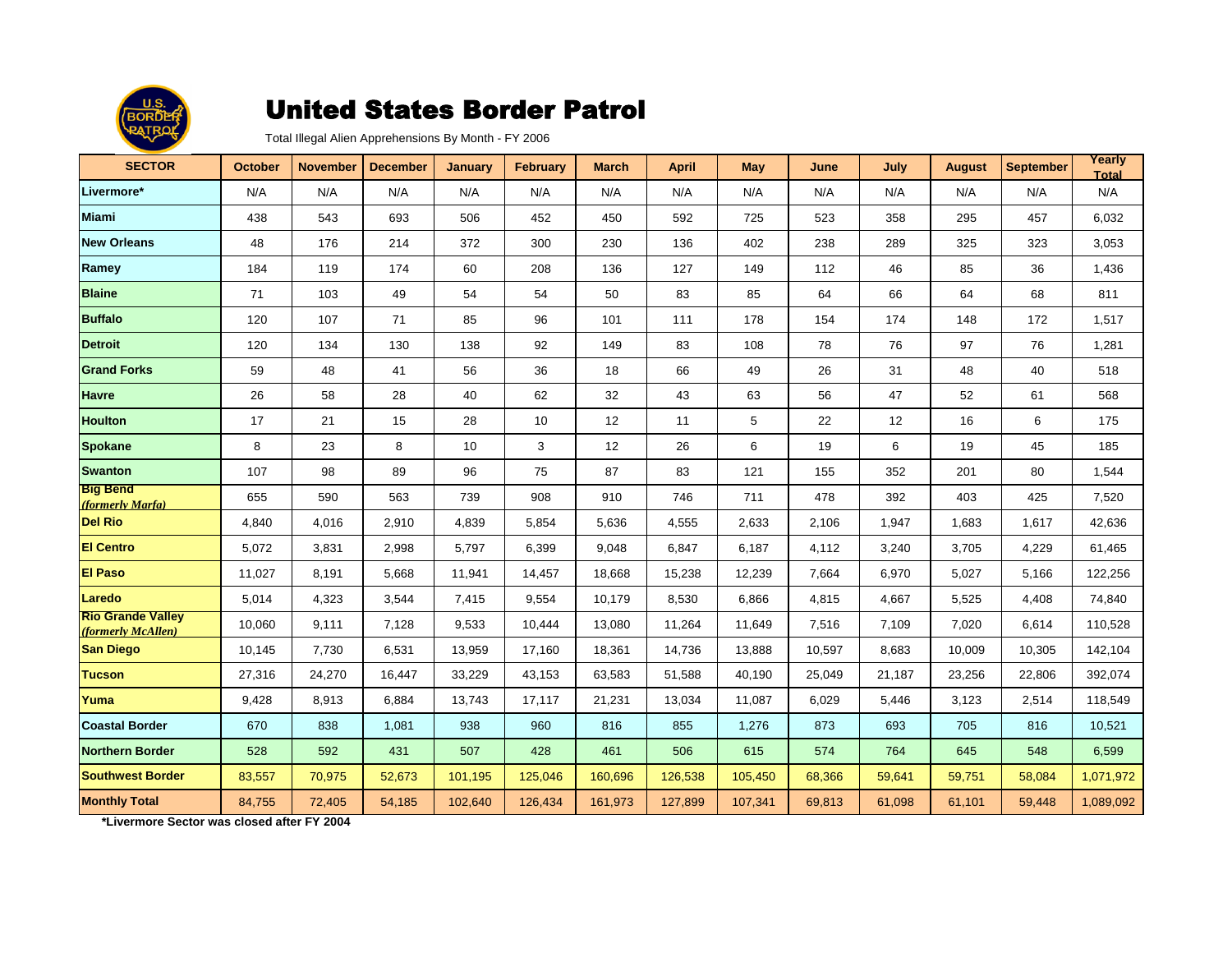# United States Border Patrol

Total Illegal Alien Apprehensions By Month - FY 2006

| SECTOR | October | November | December | January | February | March | April | May | June | July | August | September | Yearly Total |
|---|---|---|---|---|---|---|---|---|---|---|---|---|---|
| **Livermore*** | N/A | N/A | N/A | N/A | N/A | N/A | N/A | N/A | N/A | N/A | N/A | N/A | N/A |
| **Miami** | 438 | 543 | 693 | 506 | 452 | 450 | 592 | 725 | 523 | 358 | 295 | 457 | 6,032 |
| **New Orleans** | 48 | 176 | 214 | 372 | 300 | 230 | 136 | 402 | 238 | 289 | 325 | 323 | 3,053 |
| **Ramey** | 184 | 119 | 174 | 60 | 208 | 136 | 127 | 149 | 112 | 46 | 85 | 36 | 1,436 |
| **Blaine** | 71 | 103 | 49 | 54 | 54 | 50 | 83 | 85 | 64 | 66 | 64 | 68 | 811 |
| **Buffalo** | 120 | 107 | 71 | 85 | 96 | 101 | 111 | 178 | 154 | 174 | 148 | 172 | 1,517 |
| **Detroit** | 120 | 134 | 130 | 138 | 92 | 149 | 83 | 108 | 78 | 76 | 97 | 76 | 1,281 |
| **Grand Forks** | 59 | 48 | 41 | 56 | 36 | 18 | 66 | 49 | 26 | 31 | 48 | 40 | 518 |
| **Havre** | 26 | 58 | 28 | 40 | 62 | 32 | 43 | 63 | 56 | 47 | 52 | 61 | 568 |
| **Houlton** | 17 | 21 | 15 | 28 | 10 | 12 | 11 | 5 | 22 | 12 | 16 | 6 | 175 |
| **Spokane** | 8 | 23 | 8 | 10 | 3 | 12 | 26 | 6 | 19 | 6 | 19 | 45 | 185 |
| **Swanton** | 107 | 98 | 89 | 96 | 75 | 87 | 83 | 121 | 155 | 352 | 201 | 80 | 1,544 |
| **Big Bend** *(formerly Marfa)* | 655 | 590 | 563 | 739 | 908 | 910 | 746 | 711 | 478 | 392 | 403 | 425 | 7,520 |
| **Del Rio** | 4,840 | 4,016 | 2,910 | 4,839 | 5,854 | 5,636 | 4,555 | 2,633 | 2,106 | 1,947 | 1,683 | 1,617 | 42,636 |
| **El Centro** | 5,072 | 3,831 | 2,998 | 5,797 | 6,399 | 9,048 | 6,847 | 6,187 | 4,112 | 3,240 | 3,705 | 4,229 | 61,465 |
| **El Paso** | 11,027 | 8,191 | 5,668 | 11,941 | 14,457 | 18,668 | 15,238 | 12,239 | 7,664 | 6,970 | 5,027 | 5,166 | 122,256 |
| **Laredo** | 5,014 | 4,323 | 3,544 | 7,415 | 9,554 | 10,179 | 8,530 | 6,866 | 4,815 | 4,667 | 5,525 | 4,408 | 74,840 |
| **Rio Grande Valley** *(formerly McAllen)* | 10,060 | 9,111 | 7,128 | 9,533 | 10,444 | 13,080 | 11,264 | 11,649 | 7,516 | 7,109 | 7,020 | 6,614 | 110,528 |
| **San Diego** | 10,145 | 7,730 | 6,531 | 13,959 | 17,160 | 18,361 | 14,736 | 13,888 | 10,597 | 8,683 | 10,009 | 10,305 | 142,104 |
| **Tucson** | 27,316 | 24,270 | 16,447 | 33,229 | 43,153 | 63,583 | 51,588 | 40,190 | 25,049 | 21,187 | 23,256 | 22,806 | 392,074 |
| **Yuma** | 9,428 | 8,913 | 6,884 | 13,743 | 17,117 | 21,231 | 13,034 | 11,087 | 6,029 | 5,446 | 3,123 | 2,514 | 118,549 |
| **Coastal Border** | 670 | 838 | 1,081 | 938 | 960 | 816 | 855 | 1,276 | 873 | 693 | 705 | 816 | 10,521 |
| **Northern Border** | 528 | 592 | 431 | 507 | 428 | 461 | 506 | 615 | 574 | 764 | 645 | 548 | 6,599 |
| **Southwest Border** | 83,557 | 70,975 | 52,673 | 101,195 | 125,046 | 160,696 | 126,538 | 105,450 | 68,366 | 59,641 | 59,751 | 58,084 | 1,071,972 |
| **Monthly Total** | 84,755 | 72,405 | 54,185 | 102,640 | 126,434 | 161,973 | 127,899 | 107,341 | 69,813 | 61,098 | 61,101 | 59,448 | 1,089,092 |

**\*Livermore Sector was closed after FY 2004**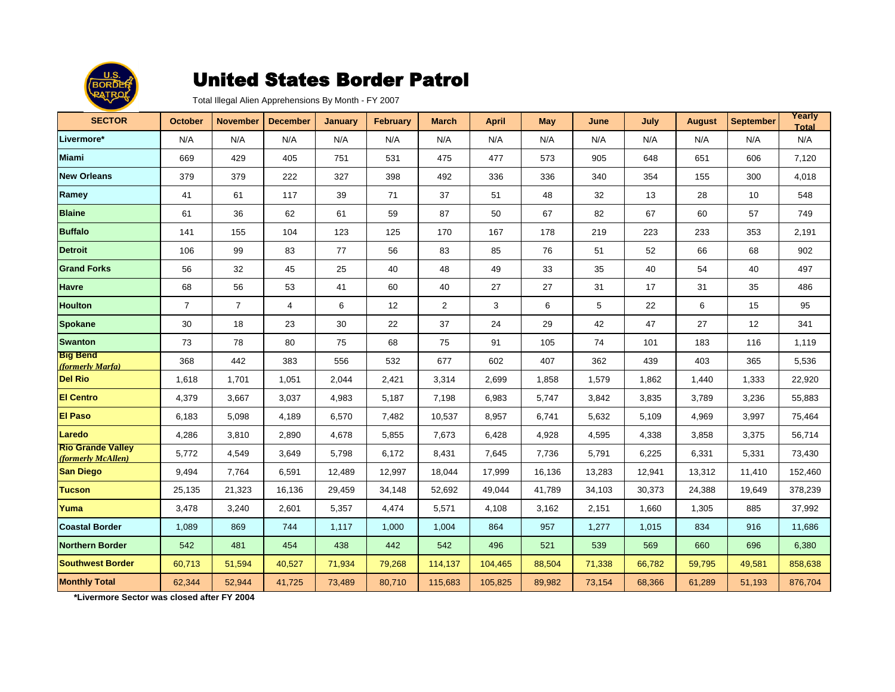# United States Border Patrol

Total Illegal Alien Apprehensions By Month - FY 2007

| SECTOR | October | November | December | January | February | March | April | May | June | July | August | September | Yearly Total |
|---|---|---|---|---|---|---|---|---|---|---|---|---|---|
| Livermore* | N/A | N/A | N/A | N/A | N/A | N/A | N/A | N/A | N/A | N/A | N/A | N/A | N/A |
| Miami | 669 | 429 | 405 | 751 | 531 | 475 | 477 | 573 | 905 | 648 | 651 | 606 | 7,120 |
| New Orleans | 379 | 379 | 222 | 327 | 398 | 492 | 336 | 336 | 340 | 354 | 155 | 300 | 4,018 |
| Ramey | 41 | 61 | 117 | 39 | 71 | 37 | 51 | 48 | 32 | 13 | 28 | 10 | 548 |
| Blaine | 61 | 36 | 62 | 61 | 59 | 87 | 50 | 67 | 82 | 67 | 60 | 57 | 749 |
| Buffalo | 141 | 155 | 104 | 123 | 125 | 170 | 167 | 178 | 219 | 223 | 233 | 353 | 2,191 |
| Detroit | 106 | 99 | 83 | 77 | 56 | 83 | 85 | 76 | 51 | 52 | 66 | 68 | 902 |
| Grand Forks | 56 | 32 | 45 | 25 | 40 | 48 | 49 | 33 | 35 | 40 | 54 | 40 | 497 |
| Havre | 68 | 56 | 53 | 41 | 60 | 40 | 27 | 27 | 31 | 17 | 31 | 35 | 486 |
| Houlton | 7 | 7 | 4 | 6 | 12 | 2 | 3 | 6 | 5 | 22 | 6 | 15 | 95 |
| Spokane | 30 | 18 | 23 | 30 | 22 | 37 | 24 | 29 | 42 | 47 | 27 | 12 | 341 |
| Swanton | 73 | 78 | 80 | 75 | 68 | 75 | 91 | 105 | 74 | 101 | 183 | 116 | 1,119 |
| Big Bend *(formerly Marfa)* | 368 | 442 | 383 | 556 | 532 | 677 | 602 | 407 | 362 | 439 | 403 | 365 | 5,536 |
| Del Rio | 1,618 | 1,701 | 1,051 | 2,044 | 2,421 | 3,314 | 2,699 | 1,858 | 1,579 | 1,862 | 1,440 | 1,333 | 22,920 |
| El Centro | 4,379 | 3,667 | 3,037 | 4,983 | 5,187 | 7,198 | 6,983 | 5,747 | 3,842 | 3,835 | 3,789 | 3,236 | 55,883 |
| El Paso | 6,183 | 5,098 | 4,189 | 6,570 | 7,482 | 10,537 | 8,957 | 6,741 | 5,632 | 5,109 | 4,969 | 3,997 | 75,464 |
| Laredo | 4,286 | 3,810 | 2,890 | 4,678 | 5,855 | 7,673 | 6,428 | 4,928 | 4,595 | 4,338 | 3,858 | 3,375 | 56,714 |
| Rio Grande Valley *(formerly McAllen)* | 5,772 | 4,549 | 3,649 | 5,798 | 6,172 | 8,431 | 7,645 | 7,736 | 5,791 | 6,225 | 6,331 | 5,331 | 73,430 |
| San Diego | 9,494 | 7,764 | 6,591 | 12,489 | 12,997 | 18,044 | 17,999 | 16,136 | 13,283 | 12,941 | 13,312 | 11,410 | 152,460 |
| Tucson | 25,135 | 21,323 | 16,136 | 29,459 | 34,148 | 52,692 | 49,044 | 41,789 | 34,103 | 30,373 | 24,388 | 19,649 | 378,239 |
| Yuma | 3,478 | 3,240 | 2,601 | 5,357 | 4,474 | 5,571 | 4,108 | 3,162 | 2,151 | 1,660 | 1,305 | 885 | 37,992 |
| Coastal Border | 1,089 | 869 | 744 | 1,117 | 1,000 | 1,004 | 864 | 957 | 1,277 | 1,015 | 834 | 916 | 11,686 |
| Northern Border | 542 | 481 | 454 | 438 | 442 | 542 | 496 | 521 | 539 | 569 | 660 | 696 | 6,380 |
| Southwest Border | 60,713 | 51,594 | 40,527 | 71,934 | 79,268 | 114,137 | 104,465 | 88,504 | 71,338 | 66,782 | 59,795 | 49,581 | 858,638 |
| Monthly Total | 62,344 | 52,944 | 41,725 | 73,489 | 80,710 | 115,683 | 105,825 | 89,982 | 73,154 | 68,366 | 61,289 | 51,193 | 876,704 |

**\*Livermore Sector was closed after FY 2004**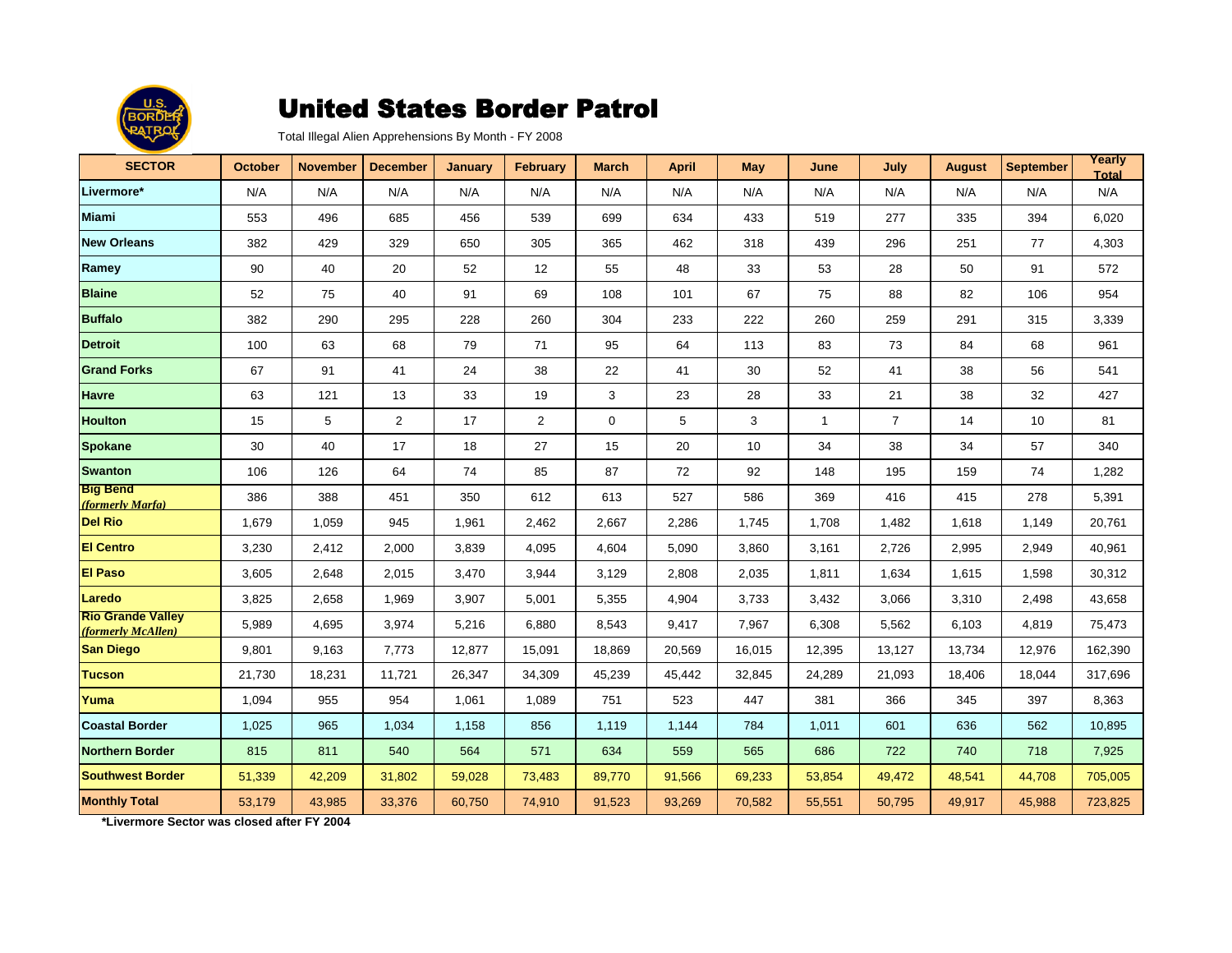# United States Border Patrol

Total Illegal Alien Apprehensions By Month - FY 2008

| SECTOR | October | November | December | January | February | March | April | May | June | July | August | September | Yearly Total |
|---|---|---|---|---|---|---|---|---|---|---|---|---|---|
| Livermore* | N/A | N/A | N/A | N/A | N/A | N/A | N/A | N/A | N/A | N/A | N/A | N/A | N/A |
| Miami | 553 | 496 | 685 | 456 | 539 | 699 | 634 | 433 | 519 | 277 | 335 | 394 | 6,020 |
| New Orleans | 382 | 429 | 329 | 650 | 305 | 365 | 462 | 318 | 439 | 296 | 251 | 77 | 4,303 |
| Ramey | 90 | 40 | 20 | 52 | 12 | 55 | 48 | 33 | 53 | 28 | 50 | 91 | 572 |
| Blaine | 52 | 75 | 40 | 91 | 69 | 108 | 101 | 67 | 75 | 88 | 82 | 106 | 954 |
| Buffalo | 382 | 290 | 295 | 228 | 260 | 304 | 233 | 222 | 260 | 259 | 291 | 315 | 3,339 |
| Detroit | 100 | 63 | 68 | 79 | 71 | 95 | 64 | 113 | 83 | 73 | 84 | 68 | 961 |
| Grand Forks | 67 | 91 | 41 | 24 | 38 | 22 | 41 | 30 | 52 | 41 | 38 | 56 | 541 |
| Havre | 63 | 121 | 13 | 33 | 19 | 3 | 23 | 28 | 33 | 21 | 38 | 32 | 427 |
| Houlton | 15 | 5 | 2 | 17 | 2 | 0 | 5 | 3 | 1 | 7 | 14 | 10 | 81 |
| Spokane | 30 | 40 | 17 | 18 | 27 | 15 | 20 | 10 | 34 | 38 | 34 | 57 | 340 |
| Swanton | 106 | 126 | 64 | 74 | 85 | 87 | 72 | 92 | 148 | 195 | 159 | 74 | 1,282 |
| Big Bend *(formerly Marfa)* | 386 | 388 | 451 | 350 | 612 | 613 | 527 | 586 | 369 | 416 | 415 | 278 | 5,391 |
| Del Rio | 1,679 | 1,059 | 945 | 1,961 | 2,462 | 2,667 | 2,286 | 1,745 | 1,708 | 1,482 | 1,618 | 1,149 | 20,761 |
| El Centro | 3,230 | 2,412 | 2,000 | 3,839 | 4,095 | 4,604 | 5,090 | 3,860 | 3,161 | 2,726 | 2,995 | 2,949 | 40,961 |
| El Paso | 3,605 | 2,648 | 2,015 | 3,470 | 3,944 | 3,129 | 2,808 | 2,035 | 1,811 | 1,634 | 1,615 | 1,598 | 30,312 |
| Laredo | 3,825 | 2,658 | 1,969 | 3,907 | 5,001 | 5,355 | 4,904 | 3,733 | 3,432 | 3,066 | 3,310 | 2,498 | 43,658 |
| Rio Grande Valley *(formerly McAllen)* | 5,989 | 4,695 | 3,974 | 5,216 | 6,880 | 8,543 | 9,417 | 7,967 | 6,308 | 5,562 | 6,103 | 4,819 | 75,473 |
| San Diego | 9,801 | 9,163 | 7,773 | 12,877 | 15,091 | 18,869 | 20,569 | 16,015 | 12,395 | 13,127 | 13,734 | 12,976 | 162,390 |
| Tucson | 21,730 | 18,231 | 11,721 | 26,347 | 34,309 | 45,239 | 45,442 | 32,845 | 24,289 | 21,093 | 18,406 | 18,044 | 317,696 |
| Yuma | 1,094 | 955 | 954 | 1,061 | 1,089 | 751 | 523 | 447 | 381 | 366 | 345 | 397 | 8,363 |
| Coastal Border | 1,025 | 965 | 1,034 | 1,158 | 856 | 1,119 | 1,144 | 784 | 1,011 | 601 | 636 | 562 | 10,895 |
| Northern Border | 815 | 811 | 540 | 564 | 571 | 634 | 559 | 565 | 686 | 722 | 740 | 718 | 7,925 |
| Southwest Border | 51,339 | 42,209 | 31,802 | 59,028 | 73,483 | 89,770 | 91,566 | 69,233 | 53,854 | 49,472 | 48,541 | 44,708 | 705,005 |
| Monthly Total | 53,179 | 43,985 | 33,376 | 60,750 | 74,910 | 91,523 | 93,269 | 70,582 | 55,551 | 50,795 | 49,917 | 45,988 | 723,825 |

**\*Livermore Sector was closed after FY 2004**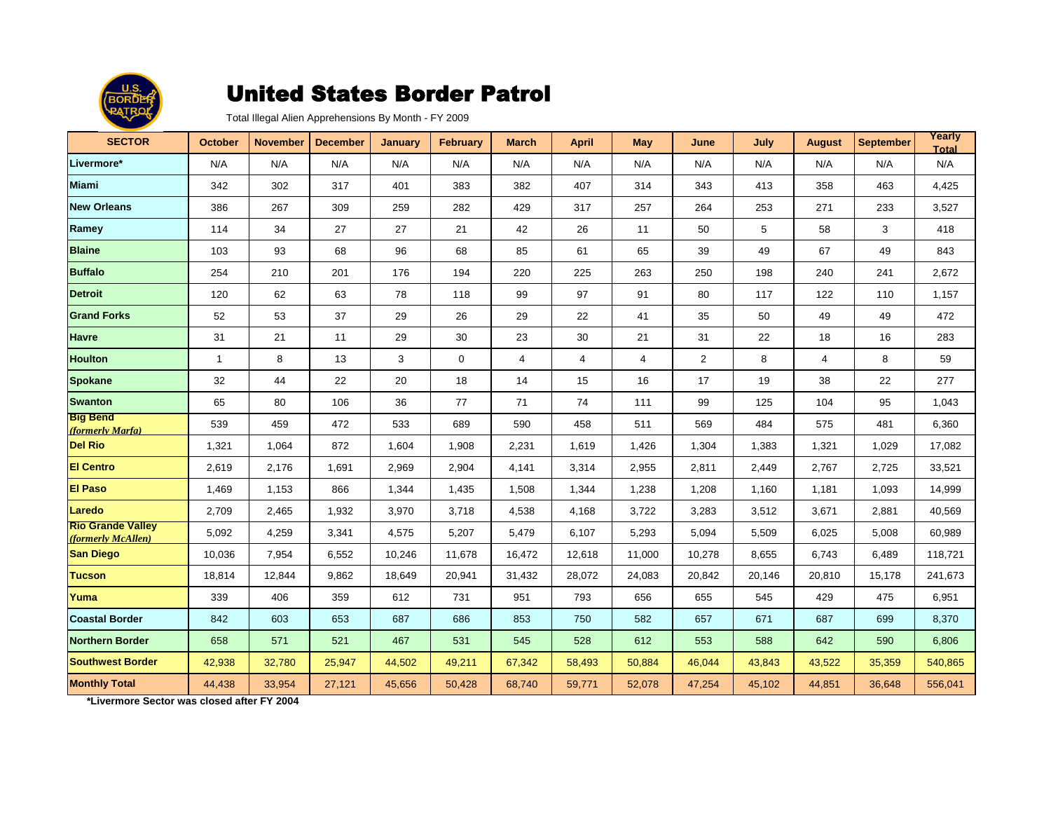# United States Border Patrol

Total Illegal Alien Apprehensions By Month - FY 2009

| SECTOR | October | November | December | January | February | March | April | May | June | July | August | September | Yearly Total |
|---|---|---|---|---|---|---|---|---|---|---|---|---|---|
| Livermore* | N/A | N/A | N/A | N/A | N/A | N/A | N/A | N/A | N/A | N/A | N/A | N/A | N/A |
| Miami | 342 | 302 | 317 | 401 | 383 | 382 | 407 | 314 | 343 | 413 | 358 | 463 | 4,425 |
| New Orleans | 386 | 267 | 309 | 259 | 282 | 429 | 317 | 257 | 264 | 253 | 271 | 233 | 3,527 |
| Ramey | 114 | 34 | 27 | 27 | 21 | 42 | 26 | 11 | 50 | 5 | 58 | 3 | 418 |
| Blaine | 103 | 93 | 68 | 96 | 68 | 85 | 61 | 65 | 39 | 49 | 67 | 49 | 843 |
| Buffalo | 254 | 210 | 201 | 176 | 194 | 220 | 225 | 263 | 250 | 198 | 240 | 241 | 2,672 |
| Detroit | 120 | 62 | 63 | 78 | 118 | 99 | 97 | 91 | 80 | 117 | 122 | 110 | 1,157 |
| Grand Forks | 52 | 53 | 37 | 29 | 26 | 29 | 22 | 41 | 35 | 50 | 49 | 49 | 472 |
| Havre | 31 | 21 | 11 | 29 | 30 | 23 | 30 | 21 | 31 | 22 | 18 | 16 | 283 |
| Houlton | 1 | 8 | 13 | 3 | 0 | 4 | 4 | 4 | 2 | 8 | 4 | 8 | 59 |
| Spokane | 32 | 44 | 22 | 20 | 18 | 14 | 15 | 16 | 17 | 19 | 38 | 22 | 277 |
| Swanton | 65 | 80 | 106 | 36 | 77 | 71 | 74 | 111 | 99 | 125 | 104 | 95 | 1,043 |
| Big Bend *(formerly Marfa)* | 539 | 459 | 472 | 533 | 689 | 590 | 458 | 511 | 569 | 484 | 575 | 481 | 6,360 |
| Del Rio | 1,321 | 1,064 | 872 | 1,604 | 1,908 | 2,231 | 1,619 | 1,426 | 1,304 | 1,383 | 1,321 | 1,029 | 17,082 |
| El Centro | 2,619 | 2,176 | 1,691 | 2,969 | 2,904 | 4,141 | 3,314 | 2,955 | 2,811 | 2,449 | 2,767 | 2,725 | 33,521 |
| El Paso | 1,469 | 1,153 | 866 | 1,344 | 1,435 | 1,508 | 1,344 | 1,238 | 1,208 | 1,160 | 1,181 | 1,093 | 14,999 |
| Laredo | 2,709 | 2,465 | 1,932 | 3,970 | 3,718 | 4,538 | 4,168 | 3,722 | 3,283 | 3,512 | 3,671 | 2,881 | 40,569 |
| Rio Grande Valley *(formerly McAllen)* | 5,092 | 4,259 | 3,341 | 4,575 | 5,207 | 5,479 | 6,107 | 5,293 | 5,094 | 5,509 | 6,025 | 5,008 | 60,989 |
| San Diego | 10,036 | 7,954 | 6,552 | 10,246 | 11,678 | 16,472 | 12,618 | 11,000 | 10,278 | 8,655 | 6,743 | 6,489 | 118,721 |
| Tucson | 18,814 | 12,844 | 9,862 | 18,649 | 20,941 | 31,432 | 28,072 | 24,083 | 20,842 | 20,146 | 20,810 | 15,178 | 241,673 |
| Yuma | 339 | 406 | 359 | 612 | 731 | 951 | 793 | 656 | 655 | 545 | 429 | 475 | 6,951 |
| Coastal Border | 842 | 603 | 653 | 687 | 686 | 853 | 750 | 582 | 657 | 671 | 687 | 699 | 8,370 |
| Northern Border | 658 | 571 | 521 | 467 | 531 | 545 | 528 | 612 | 553 | 588 | 642 | 590 | 6,806 |
| Southwest Border | 42,938 | 32,780 | 25,947 | 44,502 | 49,211 | 67,342 | 58,493 | 50,884 | 46,044 | 43,843 | 43,522 | 35,359 | 540,865 |
| Monthly Total | 44,438 | 33,954 | 27,121 | 45,656 | 50,428 | 68,740 | 59,771 | 52,078 | 47,254 | 45,102 | 44,851 | 36,648 | 556,041 |

***Livermore Sector was closed after FY 2004**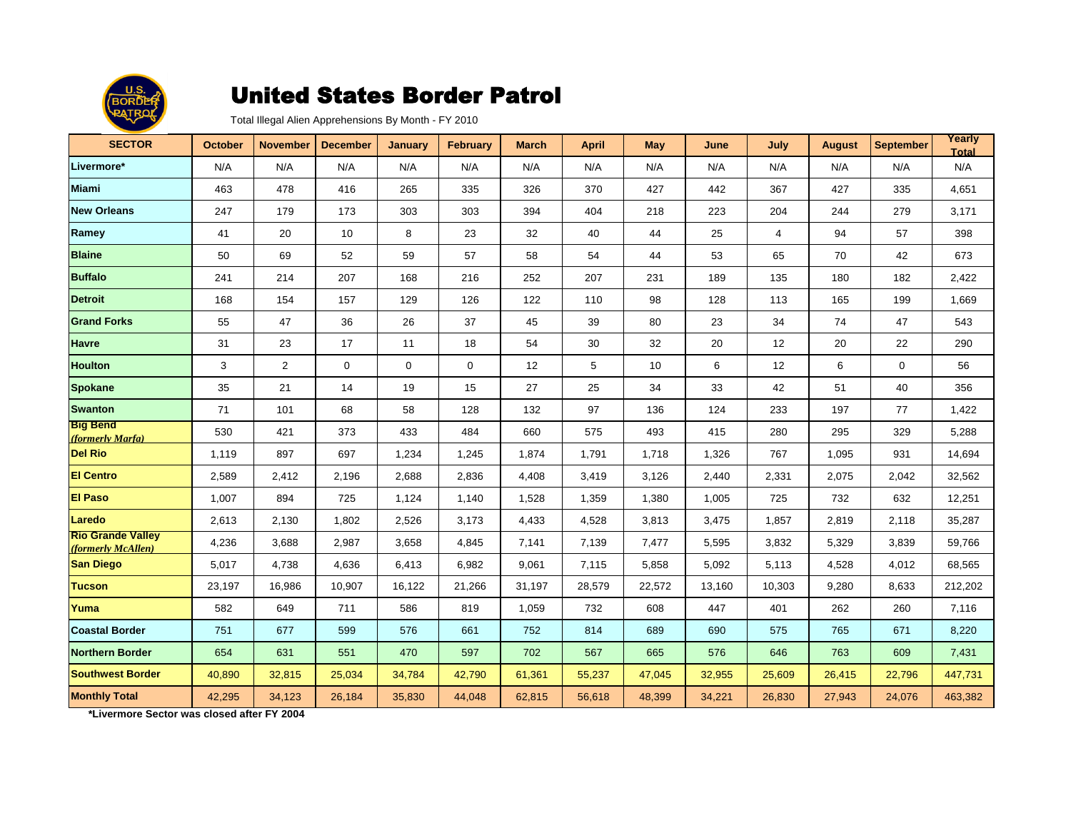# United States Border Patrol

Total Illegal Alien Apprehensions By Month - FY 2010

| SECTOR | October | November | December | January | February | March | April | May | June | July | August | September | Yearly Total |
|---|---|---|---|---|---|---|---|---|---|---|---|---|---|
| Livermore* | N/A | N/A | N/A | N/A | N/A | N/A | N/A | N/A | N/A | N/A | N/A | N/A | N/A |
| Miami | 463 | 478 | 416 | 265 | 335 | 326 | 370 | 427 | 442 | 367 | 427 | 335 | 4,651 |
| New Orleans | 247 | 179 | 173 | 303 | 303 | 394 | 404 | 218 | 223 | 204 | 244 | 279 | 3,171 |
| Ramey | 41 | 20 | 10 | 8 | 23 | 32 | 40 | 44 | 25 | 4 | 94 | 57 | 398 |
| Blaine | 50 | 69 | 52 | 59 | 57 | 58 | 54 | 44 | 53 | 65 | 70 | 42 | 673 |
| Buffalo | 241 | 214 | 207 | 168 | 216 | 252 | 207 | 231 | 189 | 135 | 180 | 182 | 2,422 |
| Detroit | 168 | 154 | 157 | 129 | 126 | 122 | 110 | 98 | 128 | 113 | 165 | 199 | 1,669 |
| Grand Forks | 55 | 47 | 36 | 26 | 37 | 45 | 39 | 80 | 23 | 34 | 74 | 47 | 543 |
| Havre | 31 | 23 | 17 | 11 | 18 | 54 | 30 | 32 | 20 | 12 | 20 | 22 | 290 |
| Houlton | 3 | 2 | 0 | 0 | 0 | 12 | 5 | 10 | 6 | 12 | 6 | 0 | 56 |
| Spokane | 35 | 21 | 14 | 19 | 15 | 27 | 25 | 34 | 33 | 42 | 51 | 40 | 356 |
| Swanton | 71 | 101 | 68 | 58 | 128 | 132 | 97 | 136 | 124 | 233 | 197 | 77 | 1,422 |
| Big Bend *(formerly Marfa)* | 530 | 421 | 373 | 433 | 484 | 660 | 575 | 493 | 415 | 280 | 295 | 329 | 5,288 |
| Del Rio | 1,119 | 897 | 697 | 1,234 | 1,245 | 1,874 | 1,791 | 1,718 | 1,326 | 767 | 1,095 | 931 | 14,694 |
| El Centro | 2,589 | 2,412 | 2,196 | 2,688 | 2,836 | 4,408 | 3,419 | 3,126 | 2,440 | 2,331 | 2,075 | 2,042 | 32,562 |
| El Paso | 1,007 | 894 | 725 | 1,124 | 1,140 | 1,528 | 1,359 | 1,380 | 1,005 | 725 | 732 | 632 | 12,251 |
| Laredo | 2,613 | 2,130 | 1,802 | 2,526 | 3,173 | 4,433 | 4,528 | 3,813 | 3,475 | 1,857 | 2,819 | 2,118 | 35,287 |
| Rio Grande Valley *(formerly McAllen)* | 4,236 | 3,688 | 2,987 | 3,658 | 4,845 | 7,141 | 7,139 | 7,477 | 5,595 | 3,832 | 5,329 | 3,839 | 59,766 |
| San Diego | 5,017 | 4,738 | 4,636 | 6,413 | 6,982 | 9,061 | 7,115 | 5,858 | 5,092 | 5,113 | 4,528 | 4,012 | 68,565 |
| Tucson | 23,197 | 16,986 | 10,907 | 16,122 | 21,266 | 31,197 | 28,579 | 22,572 | 13,160 | 10,303 | 9,280 | 8,633 | 212,202 |
| Yuma | 582 | 649 | 711 | 586 | 819 | 1,059 | 732 | 608 | 447 | 401 | 262 | 260 | 7,116 |
| Coastal Border | 751 | 677 | 599 | 576 | 661 | 752 | 814 | 689 | 690 | 575 | 765 | 671 | 8,220 |
| Northern Border | 654 | 631 | 551 | 470 | 597 | 702 | 567 | 665 | 576 | 646 | 763 | 609 | 7,431 |
| Southwest Border | 40,890 | 32,815 | 25,034 | 34,784 | 42,790 | 61,361 | 55,237 | 47,045 | 32,955 | 25,609 | 26,415 | 22,796 | 447,731 |
| Monthly Total | 42,295 | 34,123 | 26,184 | 35,830 | 44,048 | 62,815 | 56,618 | 48,399 | 34,221 | 26,830 | 27,943 | 24,076 | 463,382 |

**\*Livermore Sector was closed after FY 2004**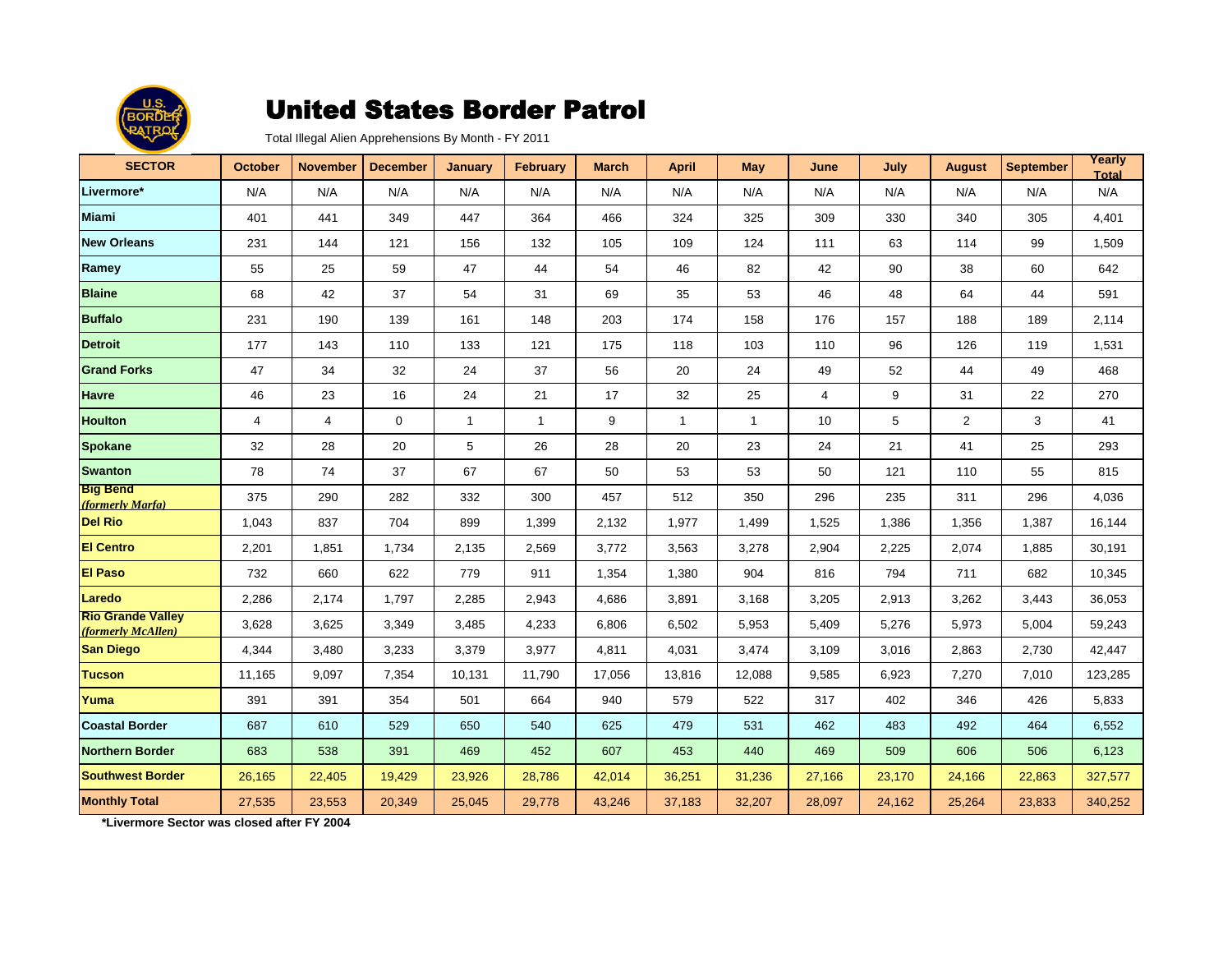# United States Border Patrol

Total Illegal Alien Apprehensions By Month - FY 2011

| SECTOR | October | November | December | January | February | March | April | May | June | July | August | September | Yearly Total |
|---|---|---|---|---|---|---|---|---|---|---|---|---|---|
| Livermore* | N/A | N/A | N/A | N/A | N/A | N/A | N/A | N/A | N/A | N/A | N/A | N/A | N/A |
| Miami | 401 | 441 | 349 | 447 | 364 | 466 | 324 | 325 | 309 | 330 | 340 | 305 | 4,401 |
| New Orleans | 231 | 144 | 121 | 156 | 132 | 105 | 109 | 124 | 111 | 63 | 114 | 99 | 1,509 |
| Ramey | 55 | 25 | 59 | 47 | 44 | 54 | 46 | 82 | 42 | 90 | 38 | 60 | 642 |
| Blaine | 68 | 42 | 37 | 54 | 31 | 69 | 35 | 53 | 46 | 48 | 64 | 44 | 591 |
| Buffalo | 231 | 190 | 139 | 161 | 148 | 203 | 174 | 158 | 176 | 157 | 188 | 189 | 2,114 |
| Detroit | 177 | 143 | 110 | 133 | 121 | 175 | 118 | 103 | 110 | 96 | 126 | 119 | 1,531 |
| Grand Forks | 47 | 34 | 32 | 24 | 37 | 56 | 20 | 24 | 49 | 52 | 44 | 49 | 468 |
| Havre | 46 | 23 | 16 | 24 | 21 | 17 | 32 | 25 | 4 | 9 | 31 | 22 | 270 |
| Houlton | 4 | 4 | 0 | 1 | 1 | 9 | 1 | 1 | 10 | 5 | 2 | 3 | 41 |
| Spokane | 32 | 28 | 20 | 5 | 26 | 28 | 20 | 23 | 24 | 21 | 41 | 25 | 293 |
| Swanton | 78 | 74 | 37 | 67 | 67 | 50 | 53 | 53 | 50 | 121 | 110 | 55 | 815 |
| Big Bend *(formerly Marfa)* | 375 | 290 | 282 | 332 | 300 | 457 | 512 | 350 | 296 | 235 | 311 | 296 | 4,036 |
| Del Rio | 1,043 | 837 | 704 | 899 | 1,399 | 2,132 | 1,977 | 1,499 | 1,525 | 1,386 | 1,356 | 1,387 | 16,144 |
| El Centro | 2,201 | 1,851 | 1,734 | 2,135 | 2,569 | 3,772 | 3,563 | 3,278 | 2,904 | 2,225 | 2,074 | 1,885 | 30,191 |
| El Paso | 732 | 660 | 622 | 779 | 911 | 1,354 | 1,380 | 904 | 816 | 794 | 711 | 682 | 10,345 |
| Laredo | 2,286 | 2,174 | 1,797 | 2,285 | 2,943 | 4,686 | 3,891 | 3,168 | 3,205 | 2,913 | 3,262 | 3,443 | 36,053 |
| Rio Grande Valley *(formerly McAllen)* | 3,628 | 3,625 | 3,349 | 3,485 | 4,233 | 6,806 | 6,502 | 5,953 | 5,409 | 5,276 | 5,973 | 5,004 | 59,243 |
| San Diego | 4,344 | 3,480 | 3,233 | 3,379 | 3,977 | 4,811 | 4,031 | 3,474 | 3,109 | 3,016 | 2,863 | 2,730 | 42,447 |
| Tucson | 11,165 | 9,097 | 7,354 | 10,131 | 11,790 | 17,056 | 13,816 | 12,088 | 9,585 | 6,923 | 7,270 | 7,010 | 123,285 |
| Yuma | 391 | 391 | 354 | 501 | 664 | 940 | 579 | 522 | 317 | 402 | 346 | 426 | 5,833 |
| Coastal Border | 687 | 610 | 529 | 650 | 540 | 625 | 479 | 531 | 462 | 483 | 492 | 464 | 6,552 |
| Northern Border | 683 | 538 | 391 | 469 | 452 | 607 | 453 | 440 | 469 | 509 | 606 | 506 | 6,123 |
| Southwest Border | 26,165 | 22,405 | 19,429 | 23,926 | 28,786 | 42,014 | 36,251 | 31,236 | 27,166 | 23,170 | 24,166 | 22,863 | 327,577 |
| Monthly Total | 27,535 | 23,553 | 20,349 | 25,045 | 29,778 | 43,246 | 37,183 | 32,207 | 28,097 | 24,162 | 25,264 | 23,833 | 340,252 |

**\*Livermore Sector was closed after FY 2004**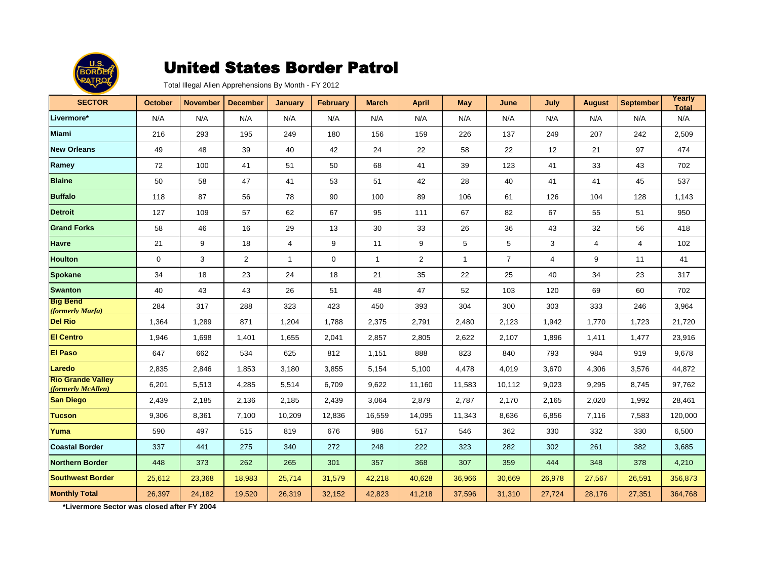# United States Border Patrol

Total Illegal Alien Apprehensions By Month - FY 2012

| SECTOR | October | November | December | January | February | March | April | May | June | July | August | September | Yearly Total |
|---|---|---|---|---|---|---|---|---|---|---|---|---|---|
| Livermore* | N/A | N/A | N/A | N/A | N/A | N/A | N/A | N/A | N/A | N/A | N/A | N/A | N/A |
| Miami | 216 | 293 | 195 | 249 | 180 | 156 | 159 | 226 | 137 | 249 | 207 | 242 | 2,509 |
| New Orleans | 49 | 48 | 39 | 40 | 42 | 24 | 22 | 58 | 22 | 12 | 21 | 97 | 474 |
| Ramey | 72 | 100 | 41 | 51 | 50 | 68 | 41 | 39 | 123 | 41 | 33 | 43 | 702 |
| Blaine | 50 | 58 | 47 | 41 | 53 | 51 | 42 | 28 | 40 | 41 | 41 | 45 | 537 |
| Buffalo | 118 | 87 | 56 | 78 | 90 | 100 | 89 | 106 | 61 | 126 | 104 | 128 | 1,143 |
| Detroit | 127 | 109 | 57 | 62 | 67 | 95 | 111 | 67 | 82 | 67 | 55 | 51 | 950 |
| Grand Forks | 58 | 46 | 16 | 29 | 13 | 30 | 33 | 26 | 36 | 43 | 32 | 56 | 418 |
| Havre | 21 | 9 | 18 | 4 | 9 | 11 | 9 | 5 | 5 | 3 | 4 | 4 | 102 |
| Houlton | 0 | 3 | 2 | 1 | 0 | 1 | 2 | 1 | 7 | 4 | 9 | 11 | 41 |
| Spokane | 34 | 18 | 23 | 24 | 18 | 21 | 35 | 22 | 25 | 40 | 34 | 23 | 317 |
| Swanton | 40 | 43 | 43 | 26 | 51 | 48 | 47 | 52 | 103 | 120 | 69 | 60 | 702 |
| Big Bend *(formerly Marfa)* | 284 | 317 | 288 | 323 | 423 | 450 | 393 | 304 | 300 | 303 | 333 | 246 | 3,964 |
| Del Rio | 1,364 | 1,289 | 871 | 1,204 | 1,788 | 2,375 | 2,791 | 2,480 | 2,123 | 1,942 | 1,770 | 1,723 | 21,720 |
| El Centro | 1,946 | 1,698 | 1,401 | 1,655 | 2,041 | 2,857 | 2,805 | 2,622 | 2,107 | 1,896 | 1,411 | 1,477 | 23,916 |
| El Paso | 647 | 662 | 534 | 625 | 812 | 1,151 | 888 | 823 | 840 | 793 | 984 | 919 | 9,678 |
| Laredo | 2,835 | 2,846 | 1,853 | 3,180 | 3,855 | 5,154 | 5,100 | 4,478 | 4,019 | 3,670 | 4,306 | 3,576 | 44,872 |
| Rio Grande Valley *(formerly McAllen)* | 6,201 | 5,513 | 4,285 | 5,514 | 6,709 | 9,622 | 11,160 | 11,583 | 10,112 | 9,023 | 9,295 | 8,745 | 97,762 |
| San Diego | 2,439 | 2,185 | 2,136 | 2,185 | 2,439 | 3,064 | 2,879 | 2,787 | 2,170 | 2,165 | 2,020 | 1,992 | 28,461 |
| Tucson | 9,306 | 8,361 | 7,100 | 10,209 | 12,836 | 16,559 | 14,095 | 11,343 | 8,636 | 6,856 | 7,116 | 7,583 | 120,000 |
| Yuma | 590 | 497 | 515 | 819 | 676 | 986 | 517 | 546 | 362 | 330 | 332 | 330 | 6,500 |
| Coastal Border | 337 | 441 | 275 | 340 | 272 | 248 | 222 | 323 | 282 | 302 | 261 | 382 | 3,685 |
| Northern Border | 448 | 373 | 262 | 265 | 301 | 357 | 368 | 307 | 359 | 444 | 348 | 378 | 4,210 |
| Southwest Border | 25,612 | 23,368 | 18,983 | 25,714 | 31,579 | 42,218 | 40,628 | 36,966 | 30,669 | 26,978 | 27,567 | 26,591 | 356,873 |
| Monthly Total | 26,397 | 24,182 | 19,520 | 26,319 | 32,152 | 42,823 | 41,218 | 37,596 | 31,310 | 27,724 | 28,176 | 27,351 | 364,768 |

**\*Livermore Sector was closed after FY 2004**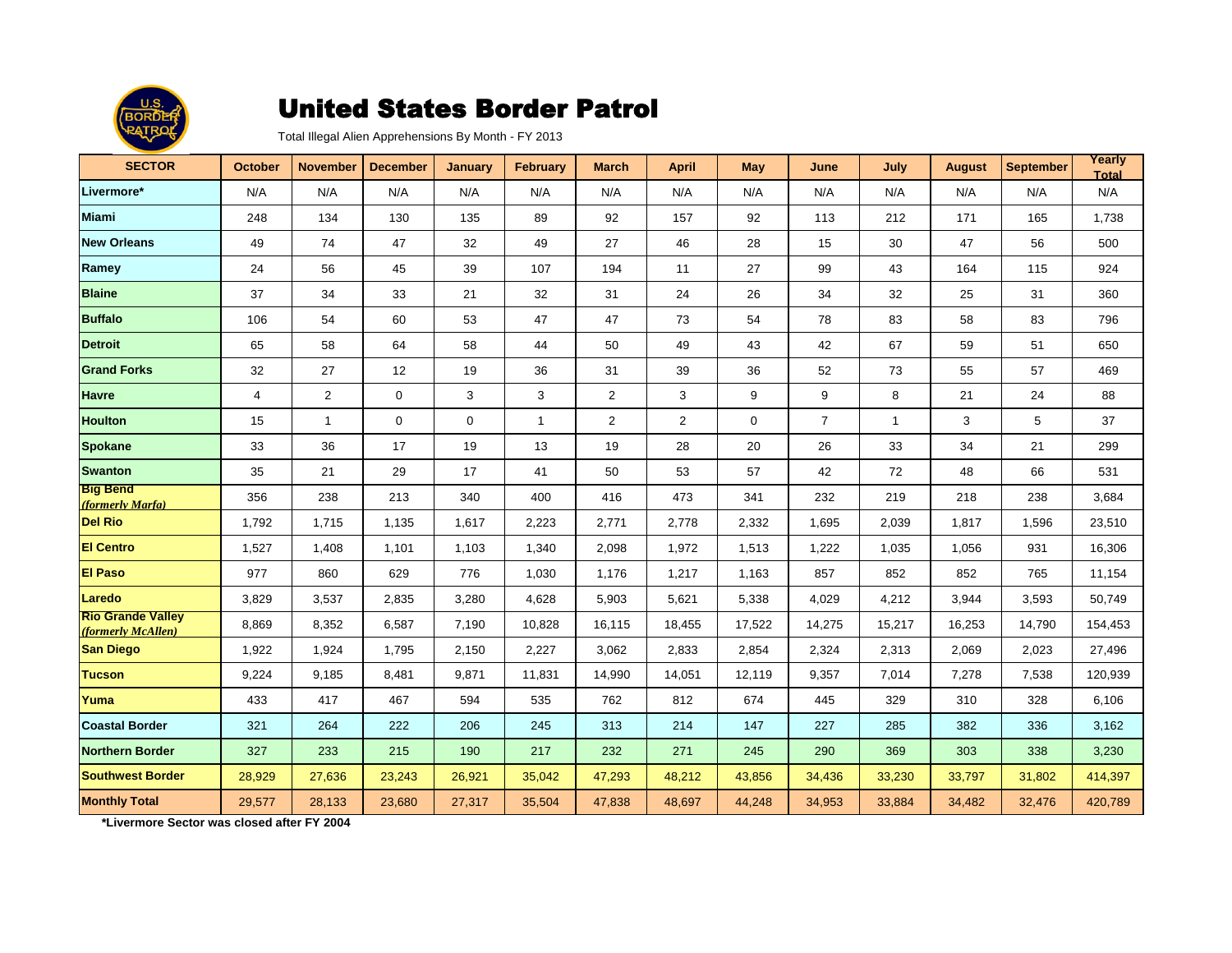# United States Border Patrol

Total Illegal Alien Apprehensions By Month - FY 2013

| SECTOR | October | November | December | January | February | March | April | May | June | July | August | September | Yearly Total |
|---|---|---|---|---|---|---|---|---|---|---|---|---|---|
| Livermore* | N/A | N/A | N/A | N/A | N/A | N/A | N/A | N/A | N/A | N/A | N/A | N/A | N/A |
| Miami | 248 | 134 | 130 | 135 | 89 | 92 | 157 | 92 | 113 | 212 | 171 | 165 | 1,738 |
| New Orleans | 49 | 74 | 47 | 32 | 49 | 27 | 46 | 28 | 15 | 30 | 47 | 56 | 500 |
| Ramey | 24 | 56 | 45 | 39 | 107 | 194 | 11 | 27 | 99 | 43 | 164 | 115 | 924 |
| Blaine | 37 | 34 | 33 | 21 | 32 | 31 | 24 | 26 | 34 | 32 | 25 | 31 | 360 |
| Buffalo | 106 | 54 | 60 | 53 | 47 | 47 | 73 | 54 | 78 | 83 | 58 | 83 | 796 |
| Detroit | 65 | 58 | 64 | 58 | 44 | 50 | 49 | 43 | 42 | 67 | 59 | 51 | 650 |
| Grand Forks | 32 | 27 | 12 | 19 | 36 | 31 | 39 | 36 | 52 | 73 | 55 | 57 | 469 |
| Havre | 4 | 2 | 0 | 3 | 3 | 2 | 3 | 9 | 9 | 8 | 21 | 24 | 88 |
| Houlton | 15 | 1 | 0 | 0 | 1 | 2 | 2 | 0 | 7 | 1 | 3 | 5 | 37 |
| Spokane | 33 | 36 | 17 | 19 | 13 | 19 | 28 | 20 | 26 | 33 | 34 | 21 | 299 |
| Swanton | 35 | 21 | 29 | 17 | 41 | 50 | 53 | 57 | 42 | 72 | 48 | 66 | 531 |
| Big Bend *(formerly Marfa)* | 356 | 238 | 213 | 340 | 400 | 416 | 473 | 341 | 232 | 219 | 218 | 238 | 3,684 |
| Del Rio | 1,792 | 1,715 | 1,135 | 1,617 | 2,223 | 2,771 | 2,778 | 2,332 | 1,695 | 2,039 | 1,817 | 1,596 | 23,510 |
| El Centro | 1,527 | 1,408 | 1,101 | 1,103 | 1,340 | 2,098 | 1,972 | 1,513 | 1,222 | 1,035 | 1,056 | 931 | 16,306 |
| El Paso | 977 | 860 | 629 | 776 | 1,030 | 1,176 | 1,217 | 1,163 | 857 | 852 | 852 | 765 | 11,154 |
| Laredo | 3,829 | 3,537 | 2,835 | 3,280 | 4,628 | 5,903 | 5,621 | 5,338 | 4,029 | 4,212 | 3,944 | 3,593 | 50,749 |
| Rio Grande Valley *(formerly McAllen)* | 8,869 | 8,352 | 6,587 | 7,190 | 10,828 | 16,115 | 18,455 | 17,522 | 14,275 | 15,217 | 16,253 | 14,790 | 154,453 |
| San Diego | 1,922 | 1,924 | 1,795 | 2,150 | 2,227 | 3,062 | 2,833 | 2,854 | 2,324 | 2,313 | 2,069 | 2,023 | 27,496 |
| Tucson | 9,224 | 9,185 | 8,481 | 9,871 | 11,831 | 14,990 | 14,051 | 12,119 | 9,357 | 7,014 | 7,278 | 7,538 | 120,939 |
| Yuma | 433 | 417 | 467 | 594 | 535 | 762 | 812 | 674 | 445 | 329 | 310 | 328 | 6,106 |
| Coastal Border | 321 | 264 | 222 | 206 | 245 | 313 | 214 | 147 | 227 | 285 | 382 | 336 | 3,162 |
| Northern Border | 327 | 233 | 215 | 190 | 217 | 232 | 271 | 245 | 290 | 369 | 303 | 338 | 3,230 |
| Southwest Border | 28,929 | 27,636 | 23,243 | 26,921 | 35,042 | 47,293 | 48,212 | 43,856 | 34,436 | 33,230 | 33,797 | 31,802 | 414,397 |
| Monthly Total | 29,577 | 28,133 | 23,680 | 27,317 | 35,504 | 47,838 | 48,697 | 44,248 | 34,953 | 33,884 | 34,482 | 32,476 | 420,789 |

**\*Livermore Sector was closed after FY 2004**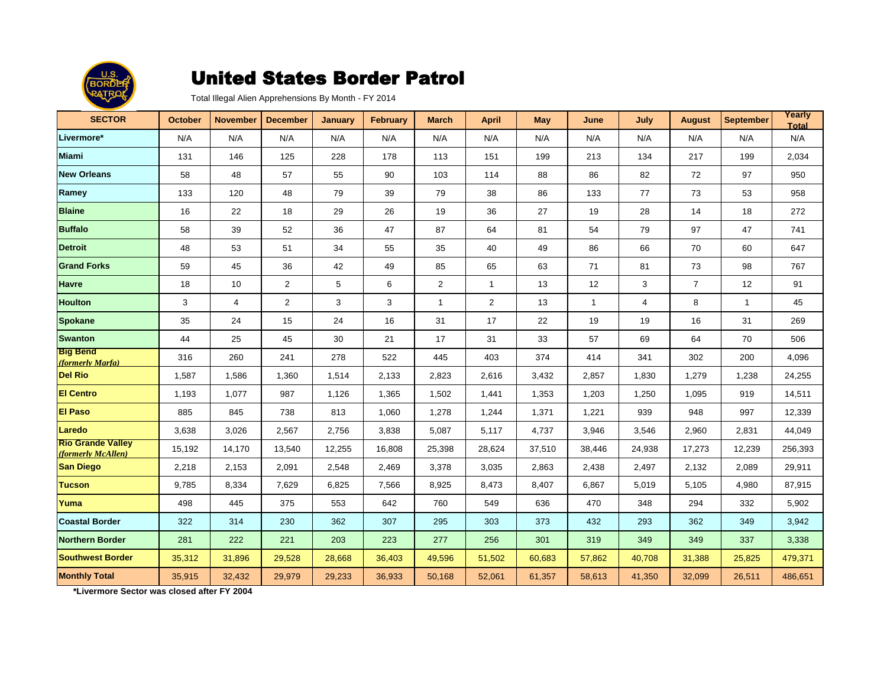# United States Border Patrol

Total Illegal Alien Apprehensions By Month - FY 2014

| SECTOR | October | November | December | January | February | March | April | May | June | July | August | September | Yearly Total |
|---|---|---|---|---|---|---|---|---|---|---|---|---|---|
| Livermore* | N/A | N/A | N/A | N/A | N/A | N/A | N/A | N/A | N/A | N/A | N/A | N/A | N/A |
| Miami | 131 | 146 | 125 | 228 | 178 | 113 | 151 | 199 | 213 | 134 | 217 | 199 | 2,034 |
| New Orleans | 58 | 48 | 57 | 55 | 90 | 103 | 114 | 88 | 86 | 82 | 72 | 97 | 950 |
| Ramey | 133 | 120 | 48 | 79 | 39 | 79 | 38 | 86 | 133 | 77 | 73 | 53 | 958 |
| Blaine | 16 | 22 | 18 | 29 | 26 | 19 | 36 | 27 | 19 | 28 | 14 | 18 | 272 |
| Buffalo | 58 | 39 | 52 | 36 | 47 | 87 | 64 | 81 | 54 | 79 | 97 | 47 | 741 |
| Detroit | 48 | 53 | 51 | 34 | 55 | 35 | 40 | 49 | 86 | 66 | 70 | 60 | 647 |
| Grand Forks | 59 | 45 | 36 | 42 | 49 | 85 | 65 | 63 | 71 | 81 | 73 | 98 | 767 |
| Havre | 18 | 10 | 2 | 5 | 6 | 2 | 1 | 13 | 12 | 3 | 7 | 12 | 91 |
| Houlton | 3 | 4 | 2 | 3 | 3 | 1 | 2 | 13 | 1 | 4 | 8 | 1 | 45 |
| Spokane | 35 | 24 | 15 | 24 | 16 | 31 | 17 | 22 | 19 | 19 | 16 | 31 | 269 |
| Swanton | 44 | 25 | 45 | 30 | 21 | 17 | 31 | 33 | 57 | 69 | 64 | 70 | 506 |
| Big Bend *(formerly Marfa)* | 316 | 260 | 241 | 278 | 522 | 445 | 403 | 374 | 414 | 341 | 302 | 200 | 4,096 |
| Del Rio | 1,587 | 1,586 | 1,360 | 1,514 | 2,133 | 2,823 | 2,616 | 3,432 | 2,857 | 1,830 | 1,279 | 1,238 | 24,255 |
| El Centro | 1,193 | 1,077 | 987 | 1,126 | 1,365 | 1,502 | 1,441 | 1,353 | 1,203 | 1,250 | 1,095 | 919 | 14,511 |
| El Paso | 885 | 845 | 738 | 813 | 1,060 | 1,278 | 1,244 | 1,371 | 1,221 | 939 | 948 | 997 | 12,339 |
| Laredo | 3,638 | 3,026 | 2,567 | 2,756 | 3,838 | 5,087 | 5,117 | 4,737 | 3,946 | 3,546 | 2,960 | 2,831 | 44,049 |
| Rio Grande Valley *(formerly McAllen)* | 15,192 | 14,170 | 13,540 | 12,255 | 16,808 | 25,398 | 28,624 | 37,510 | 38,446 | 24,938 | 17,273 | 12,239 | 256,393 |
| San Diego | 2,218 | 2,153 | 2,091 | 2,548 | 2,469 | 3,378 | 3,035 | 2,863 | 2,438 | 2,497 | 2,132 | 2,089 | 29,911 |
| Tucson | 9,785 | 8,334 | 7,629 | 6,825 | 7,566 | 8,925 | 8,473 | 8,407 | 6,867 | 5,019 | 5,105 | 4,980 | 87,915 |
| Yuma | 498 | 445 | 375 | 553 | 642 | 760 | 549 | 636 | 470 | 348 | 294 | 332 | 5,902 |
| Coastal Border | 322 | 314 | 230 | 362 | 307 | 295 | 303 | 373 | 432 | 293 | 362 | 349 | 3,942 |
| Northern Border | 281 | 222 | 221 | 203 | 223 | 277 | 256 | 301 | 319 | 349 | 349 | 337 | 3,338 |
| Southwest Border | 35,312 | 31,896 | 29,528 | 28,668 | 36,403 | 49,596 | 51,502 | 60,683 | 57,862 | 40,708 | 31,388 | 25,825 | 479,371 |
| Monthly Total | 35,915 | 32,432 | 29,979 | 29,233 | 36,933 | 50,168 | 52,061 | 61,357 | 58,613 | 41,350 | 32,099 | 26,511 | 486,651 |

**\*Livermore Sector was closed after FY 2004**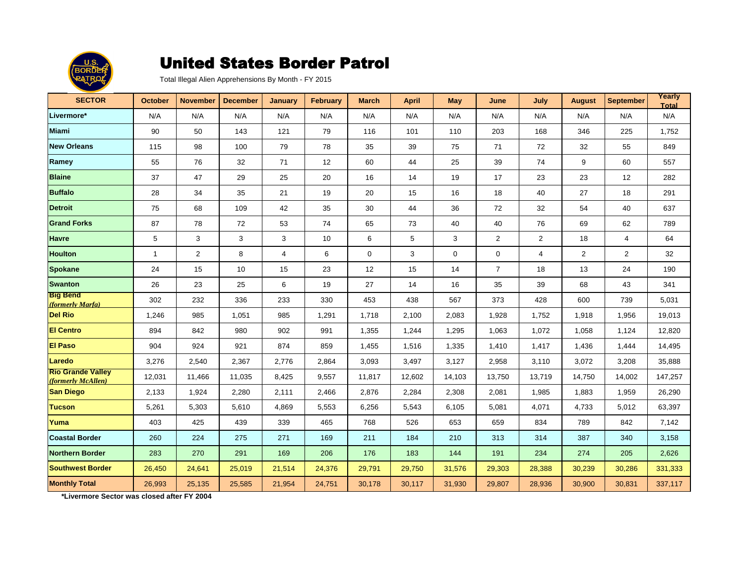# United States Border Patrol

Total Illegal Alien Apprehensions By Month - FY 2015

| SECTOR | October | November | December | January | February | March | April | May | June | July | August | September | Yearly Total |
|---|---|---|---|---|---|---|---|---|---|---|---|---|---|
| Livermore* | N/A | N/A | N/A | N/A | N/A | N/A | N/A | N/A | N/A | N/A | N/A | N/A | N/A |
| Miami | 90 | 50 | 143 | 121 | 79 | 116 | 101 | 110 | 203 | 168 | 346 | 225 | 1,752 |
| New Orleans | 115 | 98 | 100 | 79 | 78 | 35 | 39 | 75 | 71 | 72 | 32 | 55 | 849 |
| Ramey | 55 | 76 | 32 | 71 | 12 | 60 | 44 | 25 | 39 | 74 | 9 | 60 | 557 |
| Blaine | 37 | 47 | 29 | 25 | 20 | 16 | 14 | 19 | 17 | 23 | 23 | 12 | 282 |
| Buffalo | 28 | 34 | 35 | 21 | 19 | 20 | 15 | 16 | 18 | 40 | 27 | 18 | 291 |
| Detroit | 75 | 68 | 109 | 42 | 35 | 30 | 44 | 36 | 72 | 32 | 54 | 40 | 637 |
| Grand Forks | 87 | 78 | 72 | 53 | 74 | 65 | 73 | 40 | 40 | 76 | 69 | 62 | 789 |
| Havre | 5 | 3 | 3 | 3 | 10 | 6 | 5 | 3 | 2 | 2 | 18 | 4 | 64 |
| Houlton | 1 | 2 | 8 | 4 | 6 | 0 | 3 | 0 | 0 | 4 | 2 | 2 | 32 |
| Spokane | 24 | 15 | 10 | 15 | 23 | 12 | 15 | 14 | 7 | 18 | 13 | 24 | 190 |
| Swanton | 26 | 23 | 25 | 6 | 19 | 27 | 14 | 16 | 35 | 39 | 68 | 43 | 341 |
| Big Bend *(formerly Marfa)* | 302 | 232 | 336 | 233 | 330 | 453 | 438 | 567 | 373 | 428 | 600 | 739 | 5,031 |
| Del Rio | 1,246 | 985 | 1,051 | 985 | 1,291 | 1,718 | 2,100 | 2,083 | 1,928 | 1,752 | 1,918 | 1,956 | 19,013 |
| El Centro | 894 | 842 | 980 | 902 | 991 | 1,355 | 1,244 | 1,295 | 1,063 | 1,072 | 1,058 | 1,124 | 12,820 |
| El Paso | 904 | 924 | 921 | 874 | 859 | 1,455 | 1,516 | 1,335 | 1,410 | 1,417 | 1,436 | 1,444 | 14,495 |
| Laredo | 3,276 | 2,540 | 2,367 | 2,776 | 2,864 | 3,093 | 3,497 | 3,127 | 2,958 | 3,110 | 3,072 | 3,208 | 35,888 |
| Rio Grande Valley *(formerly McAllen)* | 12,031 | 11,466 | 11,035 | 8,425 | 9,557 | 11,817 | 12,602 | 14,103 | 13,750 | 13,719 | 14,750 | 14,002 | 147,257 |
| San Diego | 2,133 | 1,924 | 2,280 | 2,111 | 2,466 | 2,876 | 2,284 | 2,308 | 2,081 | 1,985 | 1,883 | 1,959 | 26,290 |
| Tucson | 5,261 | 5,303 | 5,610 | 4,869 | 5,553 | 6,256 | 5,543 | 6,105 | 5,081 | 4,071 | 4,733 | 5,012 | 63,397 |
| Yuma | 403 | 425 | 439 | 339 | 465 | 768 | 526 | 653 | 659 | 834 | 789 | 842 | 7,142 |
| Coastal Border | 260 | 224 | 275 | 271 | 169 | 211 | 184 | 210 | 313 | 314 | 387 | 340 | 3,158 |
| Northern Border | 283 | 270 | 291 | 169 | 206 | 176 | 183 | 144 | 191 | 234 | 274 | 205 | 2,626 |
| Southwest Border | 26,450 | 24,641 | 25,019 | 21,514 | 24,376 | 29,791 | 29,750 | 31,576 | 29,303 | 28,388 | 30,239 | 30,286 | 331,333 |
| Monthly Total | 26,993 | 25,135 | 25,585 | 21,954 | 24,751 | 30,178 | 30,117 | 31,930 | 29,807 | 28,936 | 30,900 | 30,831 | 337,117 |

**\*Livermore Sector was closed after FY 2004**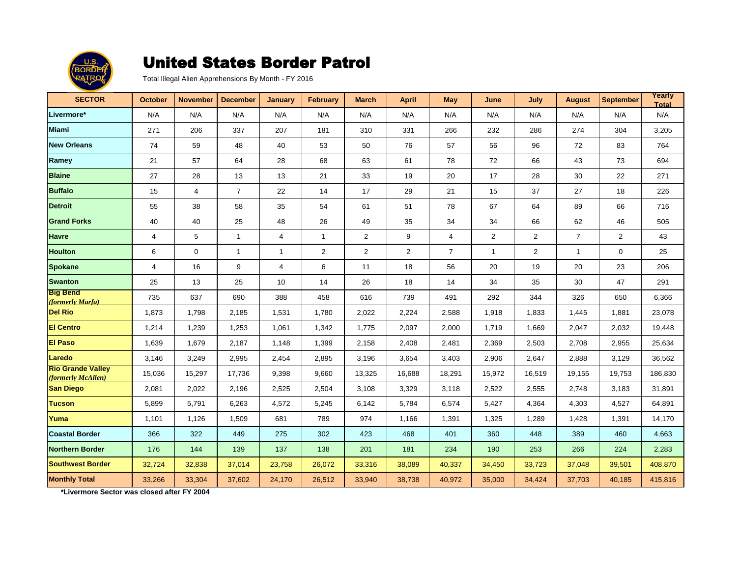# United States Border Patrol

Total Illegal Alien Apprehensions By Month - FY 2016

| SECTOR | October | November | December | January | February | March | April | May | June | July | August | September | Yearly Total |
|---|---|---|---|---|---|---|---|---|---|---|---|---|---|
| Livermore* | N/A | N/A | N/A | N/A | N/A | N/A | N/A | N/A | N/A | N/A | N/A | N/A | N/A |
| Miami | 271 | 206 | 337 | 207 | 181 | 310 | 331 | 266 | 232 | 286 | 274 | 304 | 3,205 |
| New Orleans | 74 | 59 | 48 | 40 | 53 | 50 | 76 | 57 | 56 | 96 | 72 | 83 | 764 |
| Ramey | 21 | 57 | 64 | 28 | 68 | 63 | 61 | 78 | 72 | 66 | 43 | 73 | 694 |
| Blaine | 27 | 28 | 13 | 13 | 21 | 33 | 19 | 20 | 17 | 28 | 30 | 22 | 271 |
| Buffalo | 15 | 4 | 7 | 22 | 14 | 17 | 29 | 21 | 15 | 37 | 27 | 18 | 226 |
| Detroit | 55 | 38 | 58 | 35 | 54 | 61 | 51 | 78 | 67 | 64 | 89 | 66 | 716 |
| Grand Forks | 40 | 40 | 25 | 48 | 26 | 49 | 35 | 34 | 34 | 66 | 62 | 46 | 505 |
| Havre | 4 | 5 | 1 | 4 | 1 | 2 | 9 | 4 | 2 | 2 | 7 | 2 | 43 |
| Houlton | 6 | 0 | 1 | 1 | 2 | 2 | 2 | 7 | 1 | 2 | 1 | 0 | 25 |
| Spokane | 4 | 16 | 9 | 4 | 6 | 11 | 18 | 56 | 20 | 19 | 20 | 23 | 206 |
| Swanton | 25 | 13 | 25 | 10 | 14 | 26 | 18 | 14 | 34 | 35 | 30 | 47 | 291 |
| Big Bend *(formerly Marfa)* | 735 | 637 | 690 | 388 | 458 | 616 | 739 | 491 | 292 | 344 | 326 | 650 | 6,366 |
| Del Rio | 1,873 | 1,798 | 2,185 | 1,531 | 1,780 | 2,022 | 2,224 | 2,588 | 1,918 | 1,833 | 1,445 | 1,881 | 23,078 |
| El Centro | 1,214 | 1,239 | 1,253 | 1,061 | 1,342 | 1,775 | 2,097 | 2,000 | 1,719 | 1,669 | 2,047 | 2,032 | 19,448 |
| El Paso | 1,639 | 1,679 | 2,187 | 1,148 | 1,399 | 2,158 | 2,408 | 2,481 | 2,369 | 2,503 | 2,708 | 2,955 | 25,634 |
| Laredo | 3,146 | 3,249 | 2,995 | 2,454 | 2,895 | 3,196 | 3,654 | 3,403 | 2,906 | 2,647 | 2,888 | 3,129 | 36,562 |
| Rio Grande Valley *(formerly McAllen)* | 15,036 | 15,297 | 17,736 | 9,398 | 9,660 | 13,325 | 16,688 | 18,291 | 15,972 | 16,519 | 19,155 | 19,753 | 186,830 |
| San Diego | 2,081 | 2,022 | 2,196 | 2,525 | 2,504 | 3,108 | 3,329 | 3,118 | 2,522 | 2,555 | 2,748 | 3,183 | 31,891 |
| Tucson | 5,899 | 5,791 | 6,263 | 4,572 | 5,245 | 6,142 | 5,784 | 6,574 | 5,427 | 4,364 | 4,303 | 4,527 | 64,891 |
| Yuma | 1,101 | 1,126 | 1,509 | 681 | 789 | 974 | 1,166 | 1,391 | 1,325 | 1,289 | 1,428 | 1,391 | 14,170 |
| Coastal Border | 366 | 322 | 449 | 275 | 302 | 423 | 468 | 401 | 360 | 448 | 389 | 460 | 4,663 |
| Northern Border | 176 | 144 | 139 | 137 | 138 | 201 | 181 | 234 | 190 | 253 | 266 | 224 | 2,283 |
| Southwest Border | 32,724 | 32,838 | 37,014 | 23,758 | 26,072 | 33,316 | 38,089 | 40,337 | 34,450 | 33,723 | 37,048 | 39,501 | 408,870 |
| Monthly Total | 33,266 | 33,304 | 37,602 | 24,170 | 26,512 | 33,940 | 38,738 | 40,972 | 35,000 | 34,424 | 37,703 | 40,185 | 415,816 |

**\*Livermore Sector was closed after FY 2004**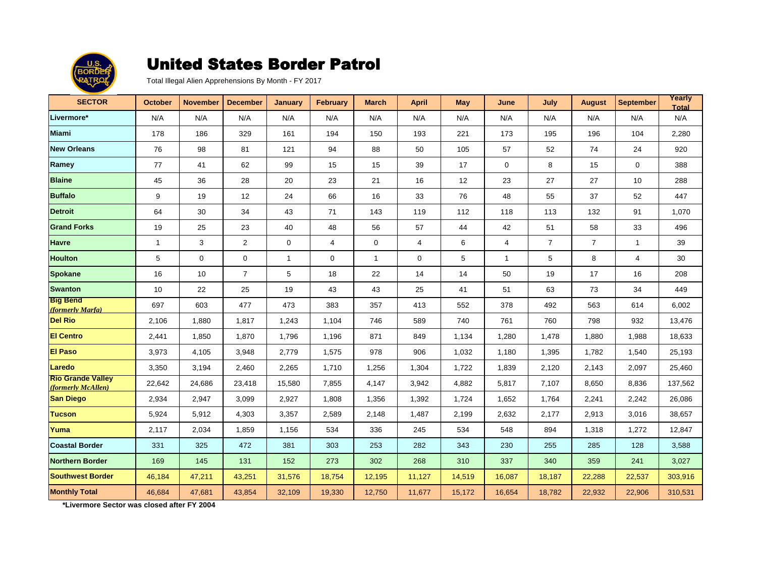# United States Border Patrol

Total Illegal Alien Apprehensions By Month - FY 2017

| SECTOR | October | November | December | January | February | March | April | May | June | July | August | September | Yearly Total |
|---|---|---|---|---|---|---|---|---|---|---|---|---|---|
| **Livermore*** | N/A | N/A | N/A | N/A | N/A | N/A | N/A | N/A | N/A | N/A | N/A | N/A | N/A |
| **Miami** | 178 | 186 | 329 | 161 | 194 | 150 | 193 | 221 | 173 | 195 | 196 | 104 | 2,280 |
| **New Orleans** | 76 | 98 | 81 | 121 | 94 | 88 | 50 | 105 | 57 | 52 | 74 | 24 | 920 |
| **Ramey** | 77 | 41 | 62 | 99 | 15 | 15 | 39 | 17 | 0 | 8 | 15 | 0 | 388 |
| **Blaine** | 45 | 36 | 28 | 20 | 23 | 21 | 16 | 12 | 23 | 27 | 27 | 10 | 288 |
| **Buffalo** | 9 | 19 | 12 | 24 | 66 | 16 | 33 | 76 | 48 | 55 | 37 | 52 | 447 |
| **Detroit** | 64 | 30 | 34 | 43 | 71 | 143 | 119 | 112 | 118 | 113 | 132 | 91 | 1,070 |
| **Grand Forks** | 19 | 25 | 23 | 40 | 48 | 56 | 57 | 44 | 42 | 51 | 58 | 33 | 496 |
| **Havre** | 1 | 3 | 2 | 0 | 4 | 0 | 4 | 6 | 4 | 7 | 7 | 1 | 39 |
| **Houlton** | 5 | 0 | 0 | 1 | 0 | 1 | 0 | 5 | 1 | 5 | 8 | 4 | 30 |
| **Spokane** | 16 | 10 | 7 | 5 | 18 | 22 | 14 | 14 | 50 | 19 | 17 | 16 | 208 |
| **Swanton** | 10 | 22 | 25 | 19 | 43 | 43 | 25 | 41 | 51 | 63 | 73 | 34 | 449 |
| **Big Bend** *(formerly Marfa)* | 697 | 603 | 477 | 473 | 383 | 357 | 413 | 552 | 378 | 492 | 563 | 614 | 6,002 |
| **Del Rio** | 2,106 | 1,880 | 1,817 | 1,243 | 1,104 | 746 | 589 | 740 | 761 | 760 | 798 | 932 | 13,476 |
| **El Centro** | 2,441 | 1,850 | 1,870 | 1,796 | 1,196 | 871 | 849 | 1,134 | 1,280 | 1,478 | 1,880 | 1,988 | 18,633 |
| **El Paso** | 3,973 | 4,105 | 3,948 | 2,779 | 1,575 | 978 | 906 | 1,032 | 1,180 | 1,395 | 1,782 | 1,540 | 25,193 |
| **Laredo** | 3,350 | 3,194 | 2,460 | 2,265 | 1,710 | 1,256 | 1,304 | 1,722 | 1,839 | 2,120 | 2,143 | 2,097 | 25,460 |
| **Rio Grande Valley** *(formerly McAllen)* | 22,642 | 24,686 | 23,418 | 15,580 | 7,855 | 4,147 | 3,942 | 4,882 | 5,817 | 7,107 | 8,650 | 8,836 | 137,562 |
| **San Diego** | 2,934 | 2,947 | 3,099 | 2,927 | 1,808 | 1,356 | 1,392 | 1,724 | 1,652 | 1,764 | 2,241 | 2,242 | 26,086 |
| **Tucson** | 5,924 | 5,912 | 4,303 | 3,357 | 2,589 | 2,148 | 1,487 | 2,199 | 2,632 | 2,177 | 2,913 | 3,016 | 38,657 |
| **Yuma** | 2,117 | 2,034 | 1,859 | 1,156 | 534 | 336 | 245 | 534 | 548 | 894 | 1,318 | 1,272 | 12,847 |
| **Coastal Border** | 331 | 325 | 472 | 381 | 303 | 253 | 282 | 343 | 230 | 255 | 285 | 128 | 3,588 |
| **Northern Border** | 169 | 145 | 131 | 152 | 273 | 302 | 268 | 310 | 337 | 340 | 359 | 241 | 3,027 |
| **Southwest Border** | 46,184 | 47,211 | 43,251 | 31,576 | 18,754 | 12,195 | 11,127 | 14,519 | 16,087 | 18,187 | 22,288 | 22,537 | 303,916 |
| **Monthly Total** | 46,684 | 47,681 | 43,854 | 32,109 | 19,330 | 12,750 | 11,677 | 15,172 | 16,654 | 18,782 | 22,932 | 22,906 | 310,531 |

***Livermore Sector was closed after FY 2004**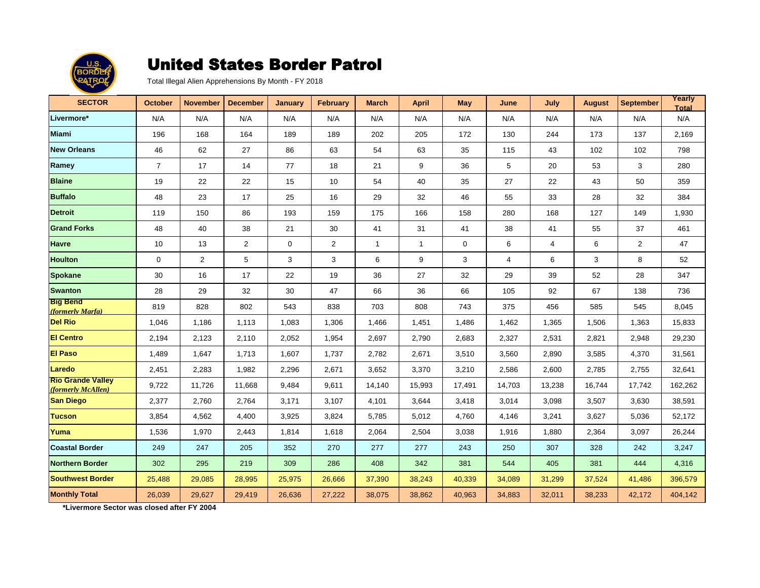# United States Border Patrol

Total Illegal Alien Apprehensions By Month - FY 2018

| SECTOR | October | November | December | January | February | March | April | May | June | July | August | September | Yearly Total |
|---|---|---|---|---|---|---|---|---|---|---|---|---|---|
| Livermore* | N/A | N/A | N/A | N/A | N/A | N/A | N/A | N/A | N/A | N/A | N/A | N/A | N/A |
| Miami | 196 | 168 | 164 | 189 | 189 | 202 | 205 | 172 | 130 | 244 | 173 | 137 | 2,169 |
| New Orleans | 46 | 62 | 27 | 86 | 63 | 54 | 63 | 35 | 115 | 43 | 102 | 102 | 798 |
| Ramey | 7 | 17 | 14 | 77 | 18 | 21 | 9 | 36 | 5 | 20 | 53 | 3 | 280 |
| Blaine | 19 | 22 | 22 | 15 | 10 | 54 | 40 | 35 | 27 | 22 | 43 | 50 | 359 |
| Buffalo | 48 | 23 | 17 | 25 | 16 | 29 | 32 | 46 | 55 | 33 | 28 | 32 | 384 |
| Detroit | 119 | 150 | 86 | 193 | 159 | 175 | 166 | 158 | 280 | 168 | 127 | 149 | 1,930 |
| Grand Forks | 48 | 40 | 38 | 21 | 30 | 41 | 31 | 41 | 38 | 41 | 55 | 37 | 461 |
| Havre | 10 | 13 | 2 | 0 | 2 | 1 | 1 | 0 | 6 | 4 | 6 | 2 | 47 |
| Houlton | 0 | 2 | 5 | 3 | 3 | 6 | 9 | 3 | 4 | 6 | 3 | 8 | 52 |
| Spokane | 30 | 16 | 17 | 22 | 19 | 36 | 27 | 32 | 29 | 39 | 52 | 28 | 347 |
| Swanton | 28 | 29 | 32 | 30 | 47 | 66 | 36 | 66 | 105 | 92 | 67 | 138 | 736 |
| Big Bend *(formerly Marfa)* | 819 | 828 | 802 | 543 | 838 | 703 | 808 | 743 | 375 | 456 | 585 | 545 | 8,045 |
| Del Rio | 1,046 | 1,186 | 1,113 | 1,083 | 1,306 | 1,466 | 1,451 | 1,486 | 1,462 | 1,365 | 1,506 | 1,363 | 15,833 |
| El Centro | 2,194 | 2,123 | 2,110 | 2,052 | 1,954 | 2,697 | 2,790 | 2,683 | 2,327 | 2,531 | 2,821 | 2,948 | 29,230 |
| El Paso | 1,489 | 1,647 | 1,713 | 1,607 | 1,737 | 2,782 | 2,671 | 3,510 | 3,560 | 2,890 | 3,585 | 4,370 | 31,561 |
| Laredo | 2,451 | 2,283 | 1,982 | 2,296 | 2,671 | 3,652 | 3,370 | 3,210 | 2,586 | 2,600 | 2,785 | 2,755 | 32,641 |
| Rio Grande Valley *(formerly McAllen)* | 9,722 | 11,726 | 11,668 | 9,484 | 9,611 | 14,140 | 15,993 | 17,491 | 14,703 | 13,238 | 16,744 | 17,742 | 162,262 |
| San Diego | 2,377 | 2,760 | 2,764 | 3,171 | 3,107 | 4,101 | 3,644 | 3,418 | 3,014 | 3,098 | 3,507 | 3,630 | 38,591 |
| Tucson | 3,854 | 4,562 | 4,400 | 3,925 | 3,824 | 5,785 | 5,012 | 4,760 | 4,146 | 3,241 | 3,627 | 5,036 | 52,172 |
| Yuma | 1,536 | 1,970 | 2,443 | 1,814 | 1,618 | 2,064 | 2,504 | 3,038 | 1,916 | 1,880 | 2,364 | 3,097 | 26,244 |
| Coastal Border | 249 | 247 | 205 | 352 | 270 | 277 | 277 | 243 | 250 | 307 | 328 | 242 | 3,247 |
| Northern Border | 302 | 295 | 219 | 309 | 286 | 408 | 342 | 381 | 544 | 405 | 381 | 444 | 4,316 |
| Southwest Border | 25,488 | 29,085 | 28,995 | 25,975 | 26,666 | 37,390 | 38,243 | 40,339 | 34,089 | 31,299 | 37,524 | 41,486 | 396,579 |
| Monthly Total | 26,039 | 29,627 | 29,419 | 26,636 | 27,222 | 38,075 | 38,862 | 40,963 | 34,883 | 32,011 | 38,233 | 42,172 | 404,142 |

**\*Livermore Sector was closed after FY 2004**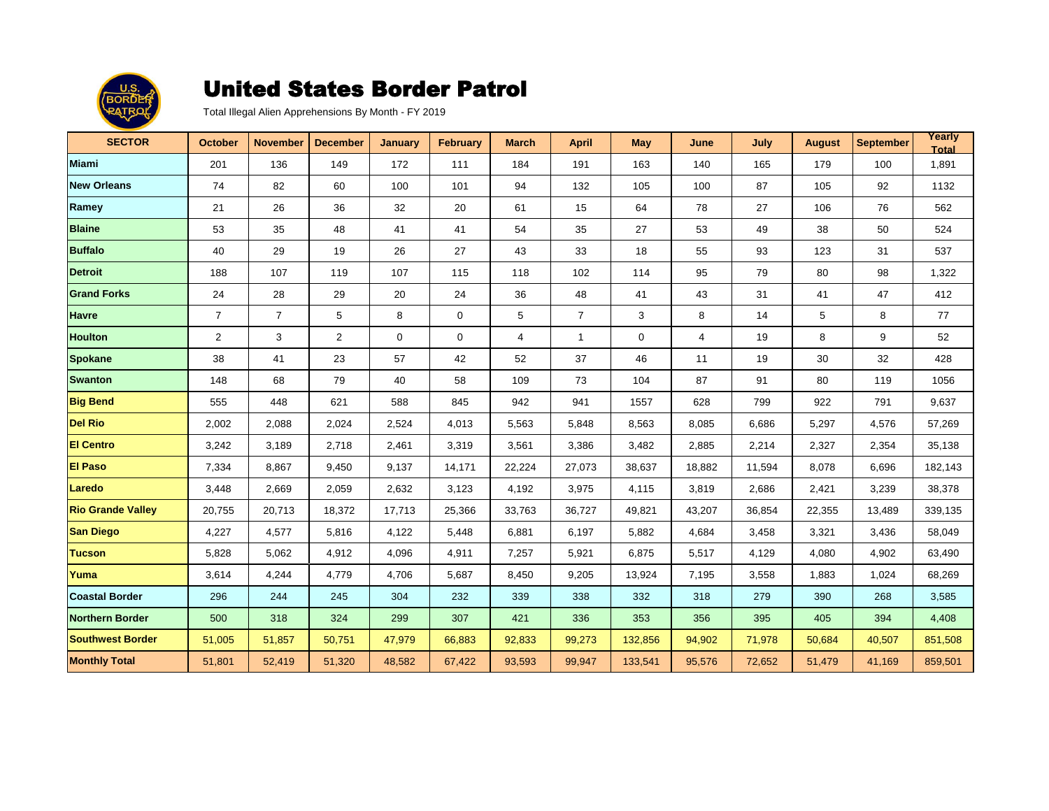# United States Border Patrol

Total Illegal Alien Apprehensions By Month - FY 2019

| SECTOR | October | November | December | January | February | March | April | May | June | July | August | September | Yearly Total |
|---|---|---|---|---|---|---|---|---|---|---|---|---|---|
| **Miami** | 201 | 136 | 149 | 172 | 111 | 184 | 191 | 163 | 140 | 165 | 179 | 100 | 1,891 |
| **New Orleans** | 74 | 82 | 60 | 100 | 101 | 94 | 132 | 105 | 100 | 87 | 105 | 92 | 1132 |
| **Ramey** | 21 | 26 | 36 | 32 | 20 | 61 | 15 | 64 | 78 | 27 | 106 | 76 | 562 |
| **Blaine** | 53 | 35 | 48 | 41 | 41 | 54 | 35 | 27 | 53 | 49 | 38 | 50 | 524 |
| **Buffalo** | 40 | 29 | 19 | 26 | 27 | 43 | 33 | 18 | 55 | 93 | 123 | 31 | 537 |
| **Detroit** | 188 | 107 | 119 | 107 | 115 | 118 | 102 | 114 | 95 | 79 | 80 | 98 | 1,322 |
| **Grand Forks** | 24 | 28 | 29 | 20 | 24 | 36 | 48 | 41 | 43 | 31 | 41 | 47 | 412 |
| **Havre** | 7 | 7 | 5 | 8 | 0 | 5 | 7 | 3 | 8 | 14 | 5 | 8 | 77 |
| **Houlton** | 2 | 3 | 2 | 0 | 0 | 4 | 1 | 0 | 4 | 19 | 8 | 9 | 52 |
| **Spokane** | 38 | 41 | 23 | 57 | 42 | 52 | 37 | 46 | 11 | 19 | 30 | 32 | 428 |
| **Swanton** | 148 | 68 | 79 | 40 | 58 | 109 | 73 | 104 | 87 | 91 | 80 | 119 | 1056 |
| **Big Bend** | 555 | 448 | 621 | 588 | 845 | 942 | 941 | 1557 | 628 | 799 | 922 | 791 | 9,637 |
| **Del Rio** | 2,002 | 2,088 | 2,024 | 2,524 | 4,013 | 5,563 | 5,848 | 8,563 | 8,085 | 6,686 | 5,297 | 4,576 | 57,269 |
| **El Centro** | 3,242 | 3,189 | 2,718 | 2,461 | 3,319 | 3,561 | 3,386 | 3,482 | 2,885 | 2,214 | 2,327 | 2,354 | 35,138 |
| **El Paso** | 7,334 | 8,867 | 9,450 | 9,137 | 14,171 | 22,224 | 27,073 | 38,637 | 18,882 | 11,594 | 8,078 | 6,696 | 182,143 |
| **Laredo** | 3,448 | 2,669 | 2,059 | 2,632 | 3,123 | 4,192 | 3,975 | 4,115 | 3,819 | 2,686 | 2,421 | 3,239 | 38,378 |
| **Rio Grande Valley** | 20,755 | 20,713 | 18,372 | 17,713 | 25,366 | 33,763 | 36,727 | 49,821 | 43,207 | 36,854 | 22,355 | 13,489 | 339,135 |
| **San Diego** | 4,227 | 4,577 | 5,816 | 4,122 | 5,448 | 6,881 | 6,197 | 5,882 | 4,684 | 3,458 | 3,321 | 3,436 | 58,049 |
| **Tucson** | 5,828 | 5,062 | 4,912 | 4,096 | 4,911 | 7,257 | 5,921 | 6,875 | 5,517 | 4,129 | 4,080 | 4,902 | 63,490 |
| **Yuma** | 3,614 | 4,244 | 4,779 | 4,706 | 5,687 | 8,450 | 9,205 | 13,924 | 7,195 | 3,558 | 1,883 | 1,024 | 68,269 |
| **Coastal Border** | 296 | 244 | 245 | 304 | 232 | 339 | 338 | 332 | 318 | 279 | 390 | 268 | 3,585 |
| **Northern Border** | 500 | 318 | 324 | 299 | 307 | 421 | 336 | 353 | 356 | 395 | 405 | 394 | 4,408 |
| **Southwest Border** | 51,005 | 51,857 | 50,751 | 47,979 | 66,883 | 92,833 | 99,273 | 132,856 | 94,902 | 71,978 | 50,684 | 40,507 | 851,508 |
| **Monthly Total** | 51,801 | 52,419 | 51,320 | 48,582 | 67,422 | 93,593 | 99,947 | 133,541 | 95,576 | 72,652 | 51,479 | 41,169 | 859,501 |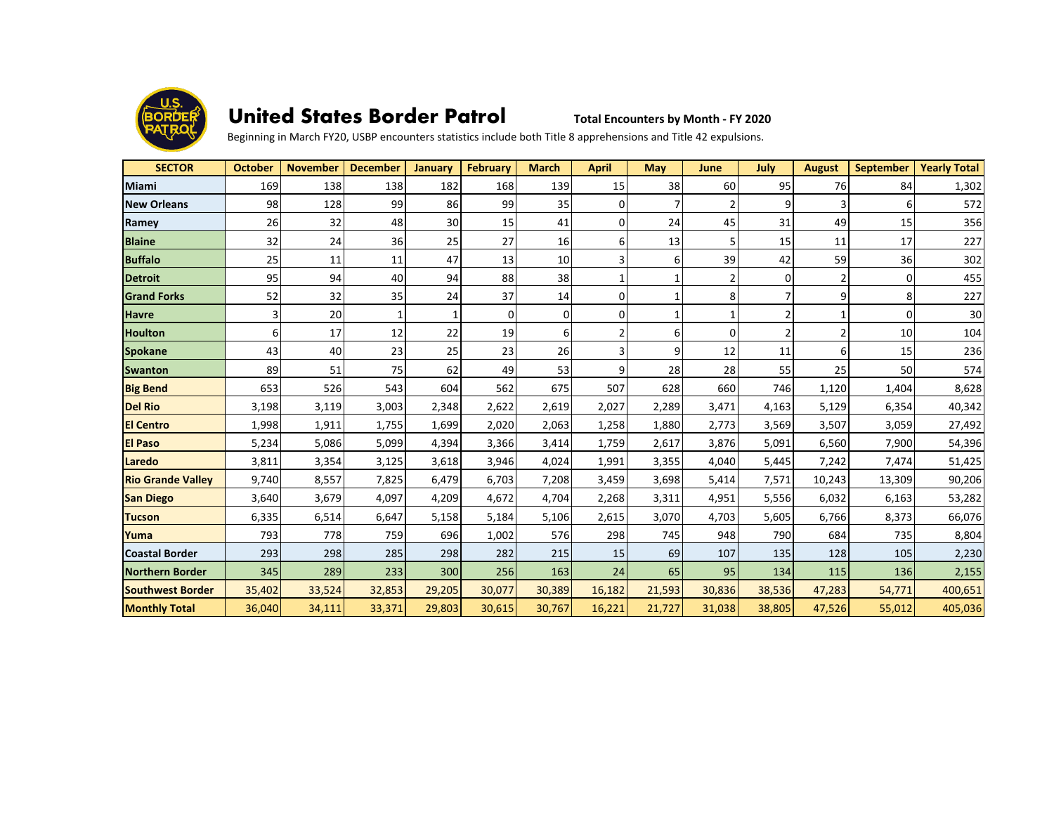# United States Border Patrol

**Total Encounters by Month - FY 2020**

Beginning in March FY20, USBP encounters statistics include both Title 8 apprehensions and Title 42 expulsions.

| SECTOR | October | November | December | January | February | March | April | May | June | July | August | September | Yearly Total |
|---|---|---|---|---|---|---|---|---|---|---|---|---|---|
| **Miami** | 169 | 138 | 138 | 182 | 168 | 139 | 15 | 38 | 60 | 95 | 76 | 84 | 1,302 |
| **New Orleans** | 98 | 128 | 99 | 86 | 99 | 35 | 0 | 7 | 2 | 9 | 3 | 6 | 572 |
| **Ramey** | 26 | 32 | 48 | 30 | 15 | 41 | 0 | 24 | 45 | 31 | 49 | 15 | 356 |
| **Blaine** | 32 | 24 | 36 | 25 | 27 | 16 | 6 | 13 | 5 | 15 | 11 | 17 | 227 |
| **Buffalo** | 25 | 11 | 11 | 47 | 13 | 10 | 3 | 6 | 39 | 42 | 59 | 36 | 302 |
| **Detroit** | 95 | 94 | 40 | 94 | 88 | 38 | 1 | 1 | 2 | 0 | 2 | 0 | 455 |
| **Grand Forks** | 52 | 32 | 35 | 24 | 37 | 14 | 0 | 1 | 8 | 7 | 9 | 8 | 227 |
| **Havre** | 3 | 20 | 1 | 1 | 0 | 0 | 0 | 1 | 1 | 2 | 1 | 0 | 30 |
| **Houlton** | 6 | 17 | 12 | 22 | 19 | 6 | 2 | 6 | 0 | 2 | 2 | 10 | 104 |
| **Spokane** | 43 | 40 | 23 | 25 | 23 | 26 | 3 | 9 | 12 | 11 | 6 | 15 | 236 |
| **Swanton** | 89 | 51 | 75 | 62 | 49 | 53 | 9 | 28 | 28 | 55 | 25 | 50 | 574 |
| **Big Bend** | 653 | 526 | 543 | 604 | 562 | 675 | 507 | 628 | 660 | 746 | 1,120 | 1,404 | 8,628 |
| **Del Rio** | 3,198 | 3,119 | 3,003 | 2,348 | 2,622 | 2,619 | 2,027 | 2,289 | 3,471 | 4,163 | 5,129 | 6,354 | 40,342 |
| **El Centro** | 1,998 | 1,911 | 1,755 | 1,699 | 2,020 | 2,063 | 1,258 | 1,880 | 2,773 | 3,569 | 3,507 | 3,059 | 27,492 |
| **El Paso** | 5,234 | 5,086 | 5,099 | 4,394 | 3,366 | 3,414 | 1,759 | 2,617 | 3,876 | 5,091 | 6,560 | 7,900 | 54,396 |
| **Laredo** | 3,811 | 3,354 | 3,125 | 3,618 | 3,946 | 4,024 | 1,991 | 3,355 | 4,040 | 5,445 | 7,242 | 7,474 | 51,425 |
| **Rio Grande Valley** | 9,740 | 8,557 | 7,825 | 6,479 | 6,703 | 7,208 | 3,459 | 3,698 | 5,414 | 7,571 | 10,243 | 13,309 | 90,206 |
| **San Diego** | 3,640 | 3,679 | 4,097 | 4,209 | 4,672 | 4,704 | 2,268 | 3,311 | 4,951 | 5,556 | 6,032 | 6,163 | 53,282 |
| **Tucson** | 6,335 | 6,514 | 6,647 | 5,158 | 5,184 | 5,106 | 2,615 | 3,070 | 4,703 | 5,605 | 6,766 | 8,373 | 66,076 |
| **Yuma** | 793 | 778 | 759 | 696 | 1,002 | 576 | 298 | 745 | 948 | 790 | 684 | 735 | 8,804 |
| **Coastal Border** | 293 | 298 | 285 | 298 | 282 | 215 | 15 | 69 | 107 | 135 | 128 | 105 | 2,230 |
| **Northern Border** | 345 | 289 | 233 | 300 | 256 | 163 | 24 | 65 | 95 | 134 | 115 | 136 | 2,155 |
| **Southwest Border** | 35,402 | 33,524 | 32,853 | 29,205 | 30,077 | 30,389 | 16,182 | 21,593 | 30,836 | 38,536 | 47,283 | 54,771 | 400,651 |
| **Monthly Total** | 36,040 | 34,111 | 33,371 | 29,803 | 30,615 | 30,767 | 16,221 | 21,727 | 31,038 | 38,805 | 47,526 | 55,012 | 405,036 |